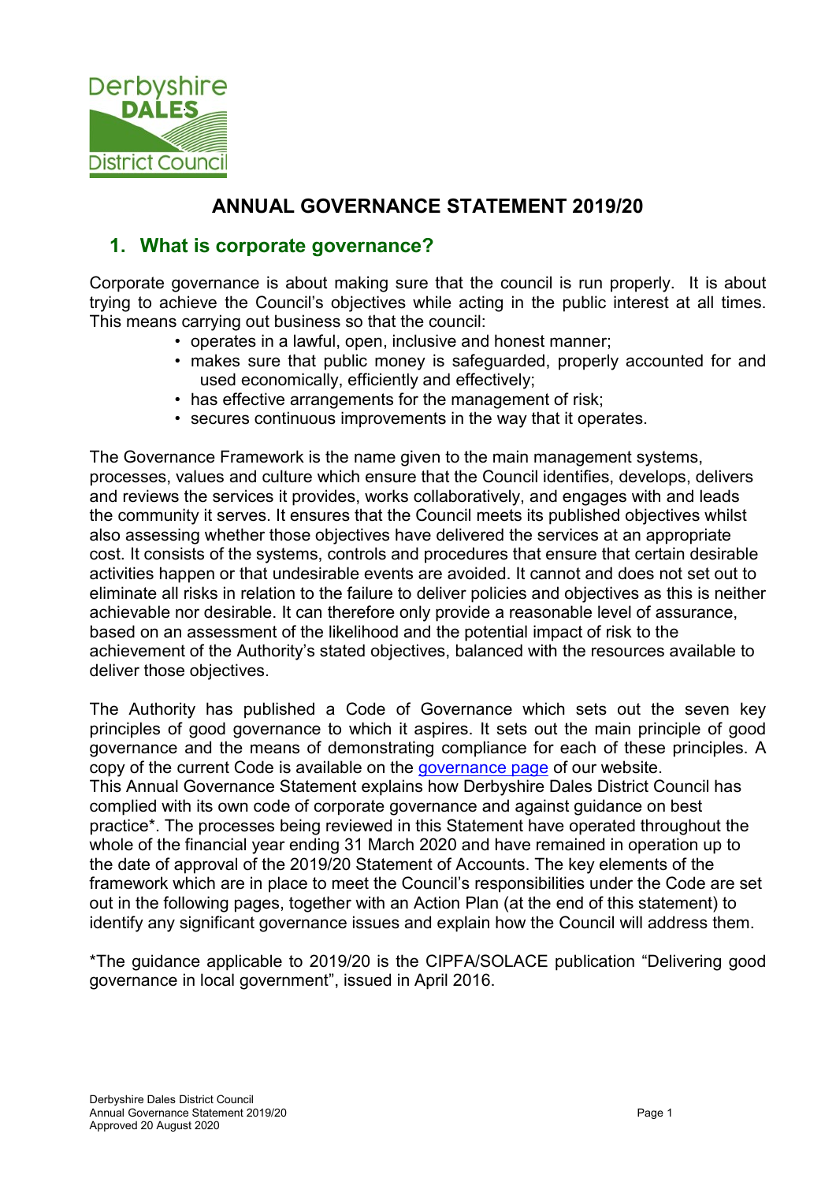# ANNUAL GOVERNANCE STATEMENT 2019/20

## 1. What is corporate governance?

Corporate governance is about making sure that the council is run properly. It is about trying to achieve the Council's objectives while acting in the public interest at all times. This means carrying out business so that the council:

- operates in a lawful, open, inclusive and honest manner;
- makes sure that public money is safeguarded, properly accounted for and used economically, efficiently and effectively;
- has effective arrangements for the management of risk;
- secures continuous improvements in the way that it operates.

The Governance Framework is the name given to the main management systems, processes, values and culture which ensure that the Council identifies, develops, delivers and reviews the services it provides, works collaboratively, and engages with and leads the community it serves. It ensures that the Council meets its published objectives whilst also assessing whether those objectives have delivered the services at an appropriate cost. It consists of the systems, controls and procedures that ensure that certain desirable activities happen or that undesirable events are avoided. It cannot and does not set out to eliminate all risks in relation to the failure to deliver policies and objectives as this is neither achievable nor desirable. It can therefore only provide a reasonable level of assurance, based on an assessment of the likelihood and the potential impact of risk to the achievement of the Authority's stated objectives, balanced with the resources available to deliver those objectives.

The Authority has published a Code of Governance which sets out the seven key principles of good governance to which it aspires. It sets out the main principle of good governance and the means of demonstrating compliance for each of these principles. A copy of the current Code is available on the governance page of our website.

This Annual Governance Statement explains how Derbyshire Dales District Council has complied with its own code of corporate governance and against guidance on best practice*. The processes being reviewed in this Statement have operated throughout the whole of the financial year ending 31 March 2020 and have remained in operation up to the date of approval of the 2019/20 Statement of Accounts. The key elements of the framework which are in place to meet the Council's responsibilities under the Code are set out in the following pages, together with an Action Plan (at the end of this statement) to identify any significant governance issues and explain how the Council will address them.

*The guidance applicable to 2019/20 is the CIPFA/SOLACE publication "Delivering good governance in local government", issued in April 2016.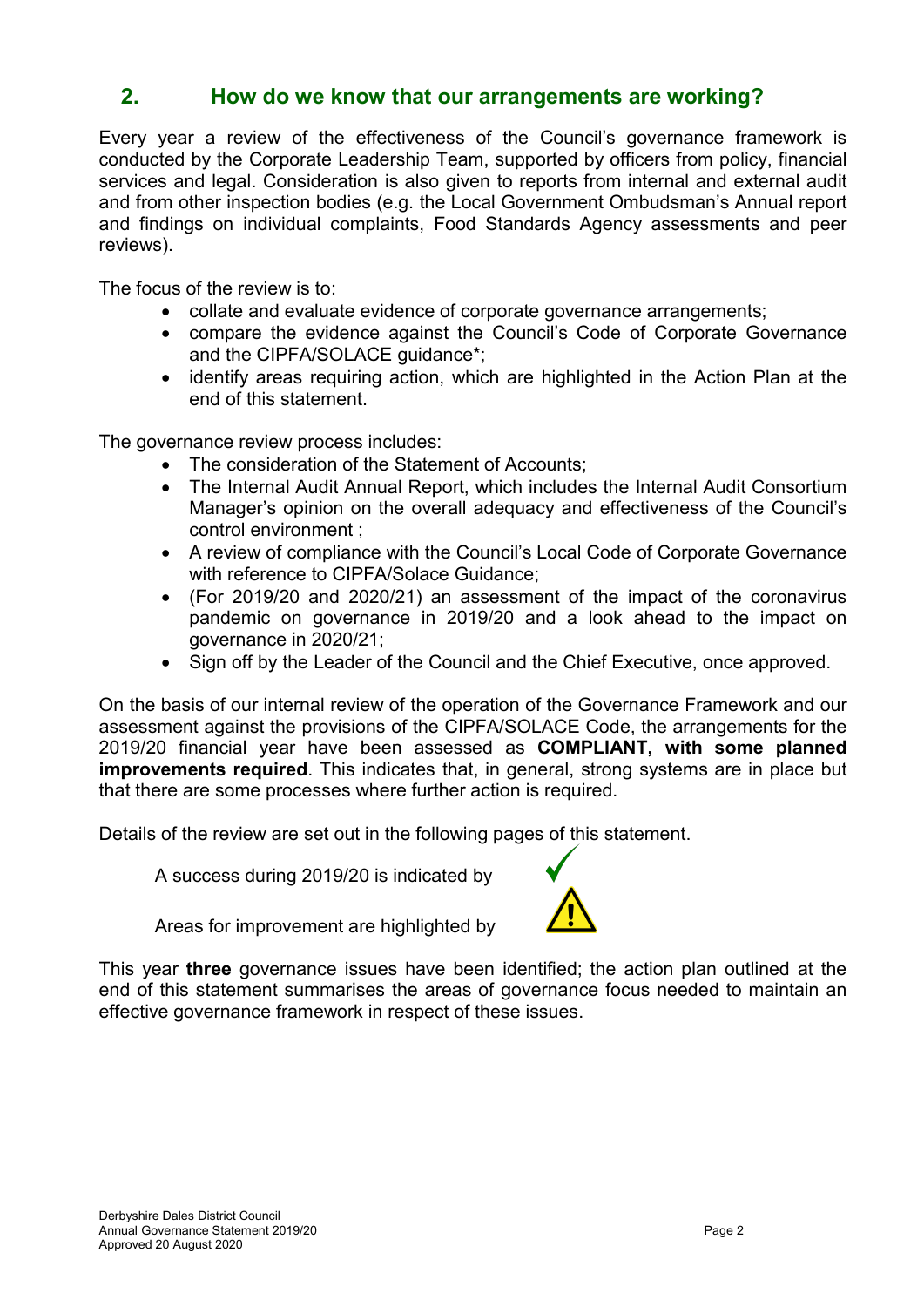## 2. How do we know that our arrangements are working?

Every year a review of the effectiveness of the Council's governance framework is conducted by the Corporate Leadership Team, supported by officers from policy, financial services and legal. Consideration is also given to reports from internal and external audit and from other inspection bodies (e.g. the Local Government Ombudsman's Annual report and findings on individual complaints, Food Standards Agency assessments and peer reviews).

The focus of the review is to:

- collate and evaluate evidence of corporate governance arrangements;
- compare the evidence against the Council's Code of Corporate Governance and the CIPFA/SOLACE guidance*;
- identify areas requiring action, which are highlighted in the Action Plan at the end of this statement.

The governance review process includes:

- The consideration of the Statement of Accounts;
- The Internal Audit Annual Report, which includes the Internal Audit Consortium Manager's opinion on the overall adequacy and effectiveness of the Council's control environment ;
- A review of compliance with the Council's Local Code of Corporate Governance with reference to CIPFA/Solace Guidance;
- (For 2019/20 and 2020/21) an assessment of the impact of the coronavirus pandemic on governance in 2019/20 and a look ahead to the impact on governance in 2020/21;
- Sign off by the Leader of the Council and the Chief Executive, once approved.

On the basis of our internal review of the operation of the Governance Framework and our assessment against the provisions of the CIPFA/SOLACE Code, the arrangements for the 2019/20 financial year have been assessed as **COMPLIANT, with some planned improvements required**. This indicates that, in general, strong systems are in place but that there are some processes where further action is required.

Details of the review are set out in the following pages of this statement.

A success during 2019/20 is indicated by ✓

Areas for improvement are highlighted by ⚠

This year **three** governance issues have been identified; the action plan outlined at the end of this statement summarises the areas of governance focus needed to maintain an effective governance framework in respect of these issues.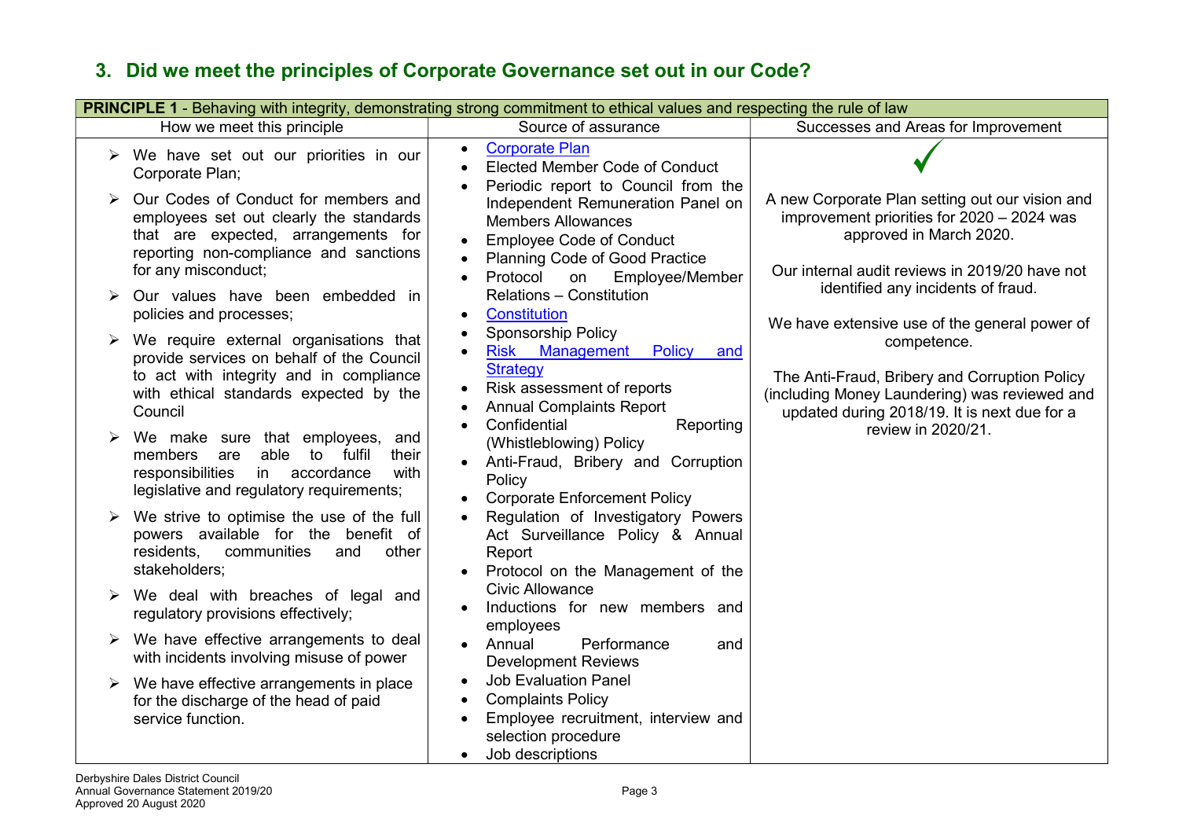## 3. Did we meet the principles of Corporate Governance set out in our Code?

| **PRINCIPLE 1** - Behaving with integrity, demonstrating strong commitment to ethical values and respecting the rule of law | | |
|---|---|---|
| How we meet this principle | Source of assurance | Successes and Areas for Improvement |
| ➢ We have set out our priorities in our Corporate Plan;<br>➢ Our Codes of Conduct for members and employees set out clearly the standards that are expected, arrangements for reporting non-compliance and sanctions for any misconduct;<br>➢ Our values have been embedded in policies and processes;<br>➢ We require external organisations that provide services on behalf of the Council to act with integrity and in compliance with ethical standards expected by the Council<br>➢ We make sure that employees, and members are able to fulfil their responsibilities in accordance with legislative and regulatory requirements;<br>➢ We strive to optimise the use of the full powers available for the benefit of residents, communities and other stakeholders;<br>➢ We deal with breaches of legal and regulatory provisions effectively;<br>➢ We have effective arrangements to deal with incidents involving misuse of power<br>➢ We have effective arrangements in place for the discharge of the head of paid service function. | • Corporate Plan<br>• Elected Member Code of Conduct<br>• Periodic report to Council from the Independent Remuneration Panel on Members Allowances<br>• Employee Code of Conduct<br>• Planning Code of Good Practice<br>• Protocol on Employee/Member Relations – Constitution<br>• Constitution<br>• Sponsorship Policy<br>• Risk Management Policy and Strategy<br>• Risk assessment of reports<br>• Annual Complaints Report<br>• Confidential Reporting (Whistleblowing) Policy<br>• Anti-Fraud, Bribery and Corruption Policy<br>• Corporate Enforcement Policy<br>• Regulation of Investigatory Powers Act Surveillance Policy & Annual Report<br>• Protocol on the Management of the Civic Allowance<br>• Inductions for new members and employees<br>• Annual Performance and Development Reviews<br>• Job Evaluation Panel<br>• Complaints Policy<br>• Employee recruitment, interview and selection procedure<br>• Job descriptions | ✓<br><br>A new Corporate Plan setting out our vision and improvement priorities for 2020 – 2024 was approved in March 2020.<br><br>Our internal audit reviews in 2019/20 have not identified any incidents of fraud.<br><br>We have extensive use of the general power of competence.<br><br>The Anti-Fraud, Bribery and Corruption Policy (including Money Laundering) was reviewed and updated during 2018/19. It is next due for a review in 2020/21. |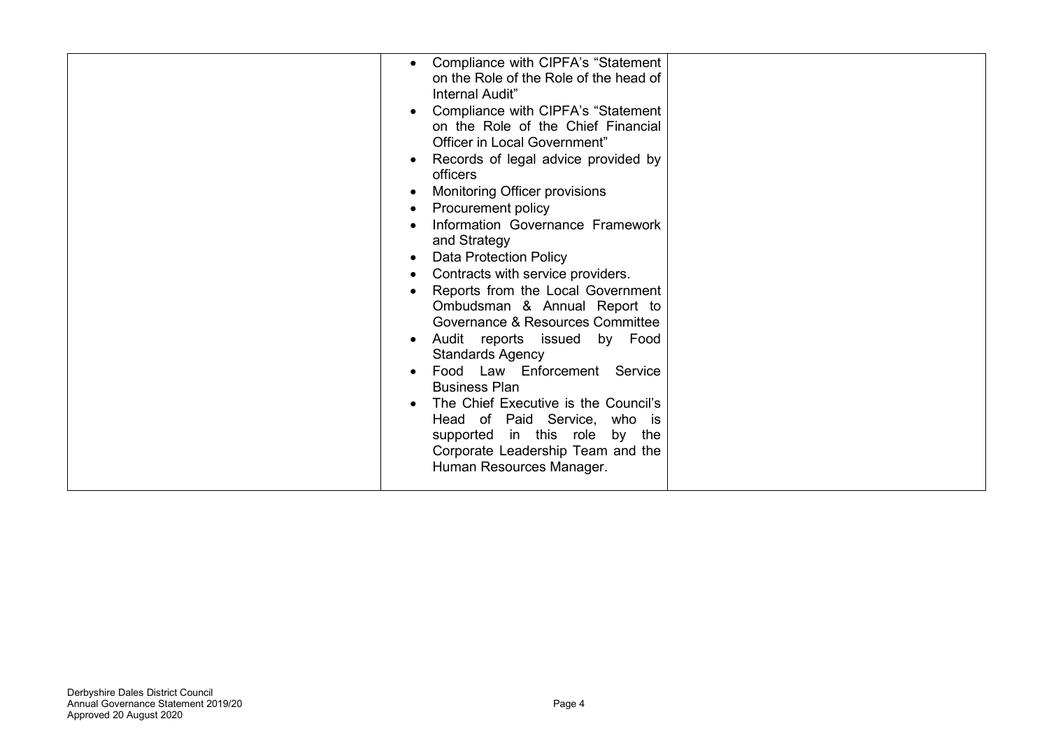|  | <ul><li>Compliance with CIPFA's "Statement on the Role of the Role of the head of Internal Audit"</li><li>Compliance with CIPFA's "Statement on the Role of the Chief Financial Officer in Local Government"</li><li>Records of legal advice provided by officers</li><li>Monitoring Officer provisions</li><li>Procurement policy</li><li>Information Governance Framework and Strategy</li><li>Data Protection Policy</li><li>Contracts with service providers.</li><li>Reports from the Local Government Ombudsman & Annual Report to Governance & Resources Committee</li><li>Audit reports issued by Food Standards Agency</li><li>Food Law Enforcement Service Business Plan</li><li>The Chief Executive is the Council's Head of Paid Service, who is supported in this role by the Corporate Leadership Team and the Human Resources Manager.</li></ul> |  |
|---|---|---|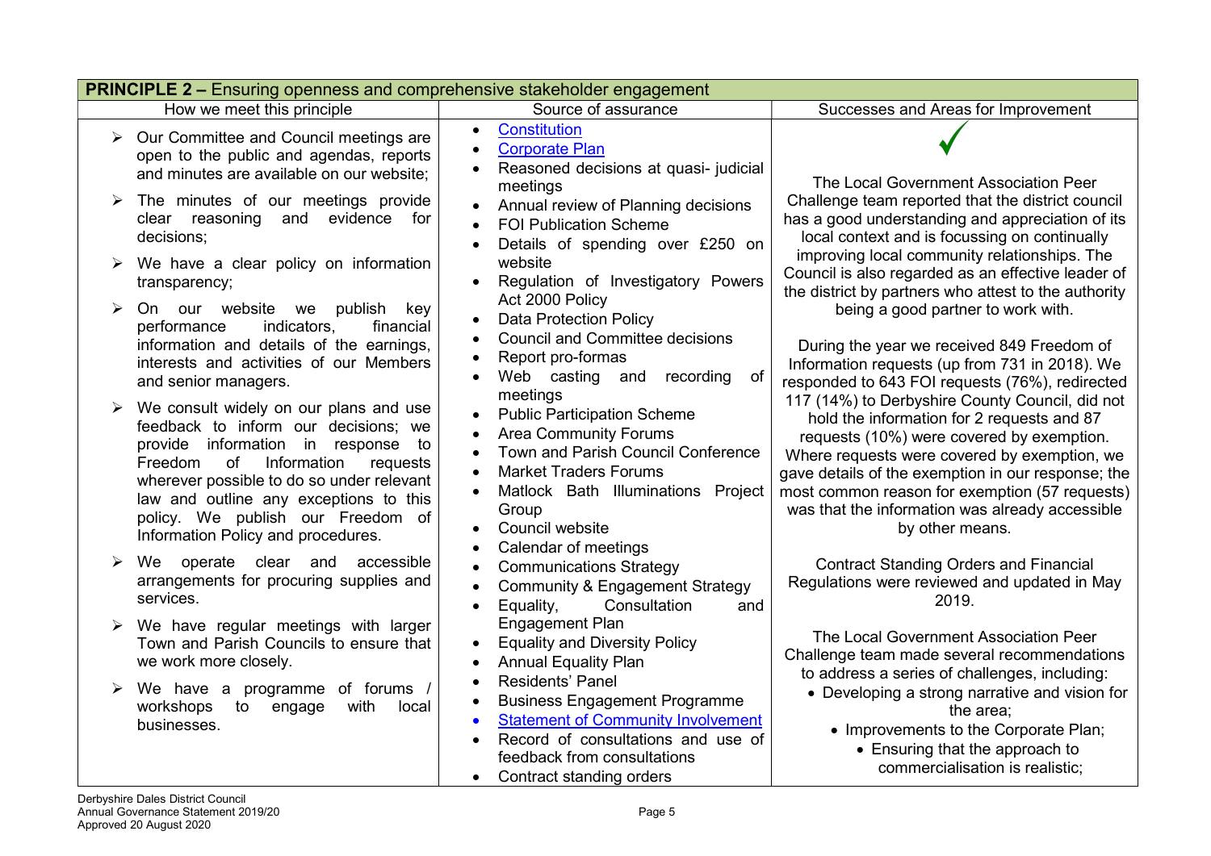| PRINCIPLE 2 – Ensuring openness and comprehensive stakeholder engagement | | |
|---|---|---|
| How we meet this principle | Source of assurance | Successes and Areas for Improvement |
| ➢ Our Committee and Council meetings are open to the public and agendas, reports and minutes are available on our website;<br>➢ The minutes of our meetings provide clear reasoning and evidence for decisions;<br>➢ We have a clear policy on information transparency;<br>➢ On our website we publish key performance indicators, financial information and details of the earnings, interests and activities of our Members and senior managers.<br>➢ We consult widely on our plans and use feedback to inform our decisions; we provide information in response to Freedom of Information requests wherever possible to do so under relevant law and outline any exceptions to this policy. We publish our Freedom of Information Policy and procedures.<br>➢ We operate clear and accessible arrangements for procuring supplies and services.<br>➢ We have regular meetings with larger Town and Parish Councils to ensure that we work more closely.<br>➢ We have a programme of forums / workshops to engage with local businesses. | • Constitution<br>• Corporate Plan<br>• Reasoned decisions at quasi- judicial meetings<br>• Annual review of Planning decisions<br>• FOI Publication Scheme<br>• Details of spending over £250 on website<br>• Regulation of Investigatory Powers Act 2000 Policy<br>• Data Protection Policy<br>• Council and Committee decisions<br>• Report pro-formas<br>• Web casting and recording of meetings<br>• Public Participation Scheme<br>• Area Community Forums<br>• Town and Parish Council Conference<br>• Market Traders Forums<br>• Matlock Bath Illuminations Project Group<br>• Council website<br>• Calendar of meetings<br>• Communications Strategy<br>• Community & Engagement Strategy<br>• Equality, Consultation and Engagement Plan<br>• Equality and Diversity Policy<br>• Annual Equality Plan<br>• Residents' Panel<br>• Business Engagement Programme<br>• Statement of Community Involvement<br>• Record of consultations and use of feedback from consultations<br>• Contract standing orders | ✓<br>The Local Government Association Peer Challenge team reported that the district council has a good understanding and appreciation of its local context and is focussing on continually improving local community relationships. The Council is also regarded as an effective leader of the district by partners who attest to the authority being a good partner to work with.<br><br>During the year we received 849 Freedom of Information requests (up from 731 in 2018). We responded to 643 FOI requests (76%), redirected 117 (14%) to Derbyshire County Council, did not hold the information for 2 requests and 87 requests (10%) were covered by exemption. Where requests were covered by exemption, we gave details of the exemption in our response; the most common reason for exemption (57 requests) was that the information was already accessible by other means.<br><br>Contract Standing Orders and Financial Regulations were reviewed and updated in May 2019.<br><br>The Local Government Association Peer Challenge team made several recommendations to address a series of challenges, including:<br>• Developing a strong narrative and vision for the area;<br>• Improvements to the Corporate Plan;<br>• Ensuring that the approach to commercialisation is realistic; |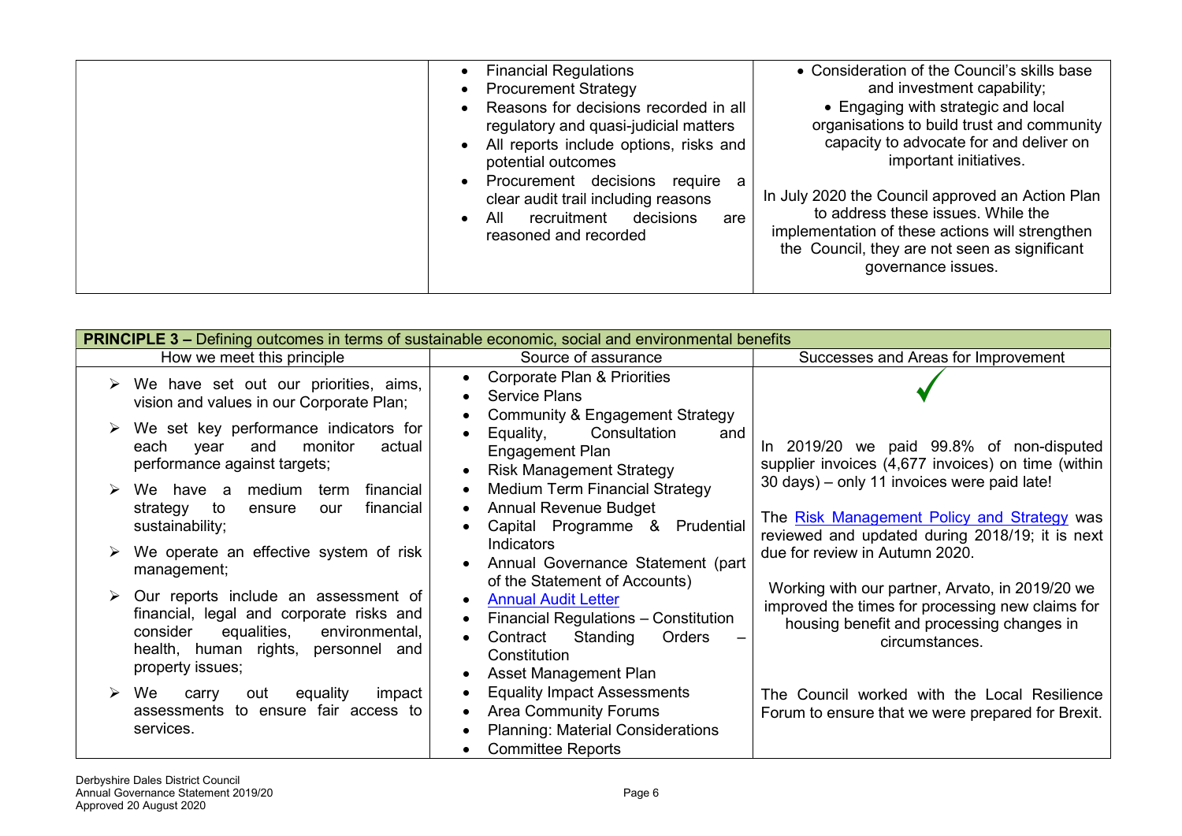| | | |
|---|---|---|
| | • Financial Regulations<br>• Procurement Strategy<br>• Reasons for decisions recorded in all regulatory and quasi-judicial matters<br>• All reports include options, risks and potential outcomes<br>• Procurement decisions require a clear audit trail including reasons<br>• All recruitment decisions are reasoned and recorded | • Consideration of the Council's skills base and investment capability;<br>• Engaging with strategic and local organisations to build trust and community capacity to advocate for and deliver on important initiatives.<br><br>In July 2020 the Council approved an Action Plan to address these issues. While the implementation of these actions will strengthen the Council, they are not seen as significant governance issues. |

| **PRINCIPLE 3 –** Defining outcomes in terms of sustainable economic, social and environmental benefits | | |
|---|---|---|
| How we meet this principle | Source of assurance | Successes and Areas for Improvement |
| ➢ We have set out our priorities, aims, vision and values in our Corporate Plan;<br>➢ We set key performance indicators for each year and monitor actual performance against targets;<br>➢ We have a medium term financial strategy to ensure our financial sustainability;<br>➢ We operate an effective system of risk management;<br>➢ Our reports include an assessment of financial, legal and corporate risks and consider equalities, environmental, health, human rights, personnel and property issues;<br>➢ We carry out equality impact assessments to ensure fair access to services. | • Corporate Plan & Priorities<br>• Service Plans<br>• Community & Engagement Strategy<br>• Equality, Consultation and Engagement Plan<br>• Risk Management Strategy<br>• Medium Term Financial Strategy<br>• Annual Revenue Budget<br>• Capital Programme & Prudential Indicators<br>• Annual Governance Statement (part of the Statement of Accounts)<br>• Annual Audit Letter<br>• Financial Regulations – Constitution<br>• Contract Standing Orders – Constitution<br>• Asset Management Plan<br>• Equality Impact Assessments<br>• Area Community Forums<br>• Planning: Material Considerations<br>• Committee Reports | ✓<br><br>In 2019/20 we paid 99.8% of non-disputed supplier invoices (4,677 invoices) on time (within 30 days) – only 11 invoices were paid late!<br><br>The Risk Management Policy and Strategy was reviewed and updated during 2018/19; it is next due for review in Autumn 2020.<br><br>Working with our partner, Arvato, in 2019/20 we improved the times for processing new claims for housing benefit and processing changes in circumstances.<br><br>The Council worked with the Local Resilience Forum to ensure that we were prepared for Brexit. |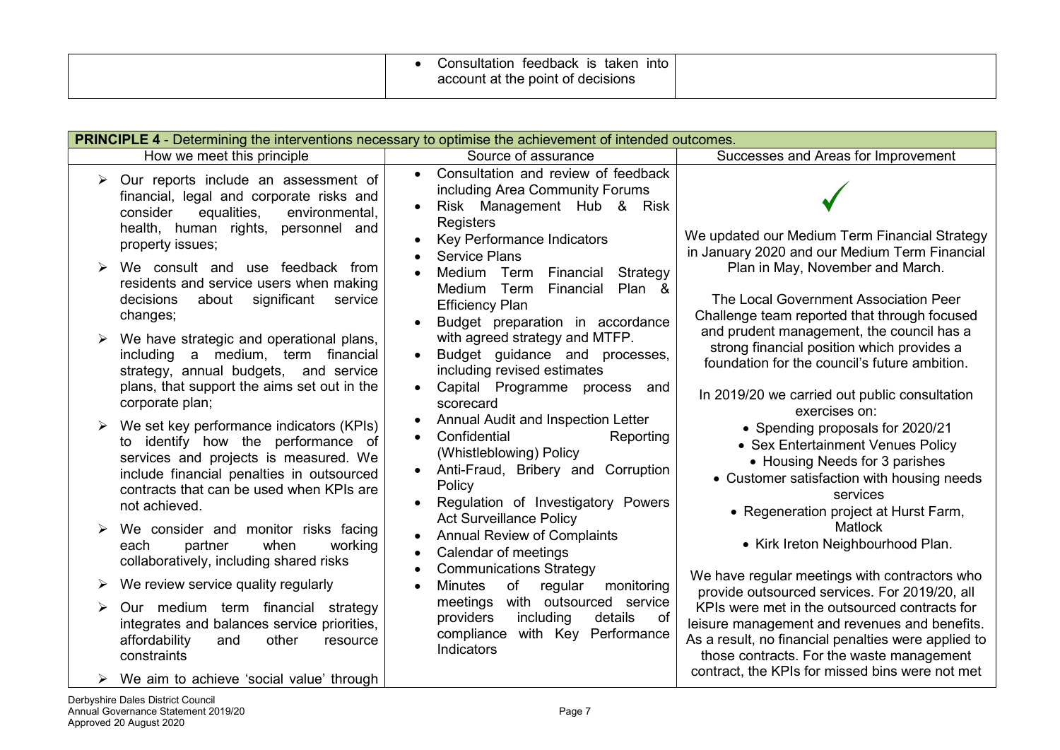| | | |
|---|---|---|
| | • Consultation feedback is taken into account at the point of decisions | |

| **PRINCIPLE 4** - Determining the interventions necessary to optimise the achievement of intended outcomes. | | |
|---|---|---|
| How we meet this principle | Source of assurance | Successes and Areas for Improvement |
| ➢ Our reports include an assessment of financial, legal and corporate risks and consider equalities, environmental, health, human rights, personnel and property issues;<br><br>➢ We consult and use feedback from residents and service users when making decisions about significant service changes;<br><br>➢ We have strategic and operational plans, including a medium, term financial strategy, annual budgets, and service plans, that support the aims set out in the corporate plan;<br><br>➢ We set key performance indicators (KPIs) to identify how the performance of services and projects is measured. We include financial penalties in outsourced contracts that can be used when KPIs are not achieved.<br><br>➢ We consider and monitor risks facing each partner when working collaboratively, including shared risks<br><br>➢ We review service quality regularly<br><br>➢ Our medium term financial strategy integrates and balances service priorities, affordability and other resource constraints<br><br>➢ We aim to achieve 'social value' through | • Consultation and review of feedback including Area Community Forums<br>• Risk Management Hub & Risk Registers<br>• Key Performance Indicators<br>• Service Plans<br>• Medium Term Financial Strategy Medium Term Financial Plan & Efficiency Plan<br>• Budget preparation in accordance with agreed strategy and MTFP.<br>• Budget guidance and processes, including revised estimates<br>• Capital Programme process and scorecard<br>• Annual Audit and Inspection Letter<br>• Confidential Reporting (Whistleblowing) Policy<br>• Anti-Fraud, Bribery and Corruption Policy<br>• Regulation of Investigatory Powers Act Surveillance Policy<br>• Annual Review of Complaints<br>• Calendar of meetings<br>• Communications Strategy<br>• Minutes of regular monitoring meetings with outsourced service providers including details of compliance with Key Performance Indicators | ✓<br><br>We updated our Medium Term Financial Strategy in January 2020 and our Medium Term Financial Plan in May, November and March.<br><br>The Local Government Association Peer Challenge team reported that through focused and prudent management, the council has a strong financial position which provides a foundation for the council's future ambition.<br><br>In 2019/20 we carried out public consultation exercises on:<br>• Spending proposals for 2020/21<br>• Sex Entertainment Venues Policy<br>• Housing Needs for 3 parishes<br>• Customer satisfaction with housing needs services<br>• Regeneration project at Hurst Farm, Matlock<br>• Kirk Ireton Neighbourhood Plan.<br><br>We have regular meetings with contractors who provide outsourced services. For 2019/20, all KPIs were met in the outsourced contracts for leisure management and revenues and benefits. As a result, no financial penalties were applied to those contracts. For the waste management contract, the KPIs for missed bins were not met |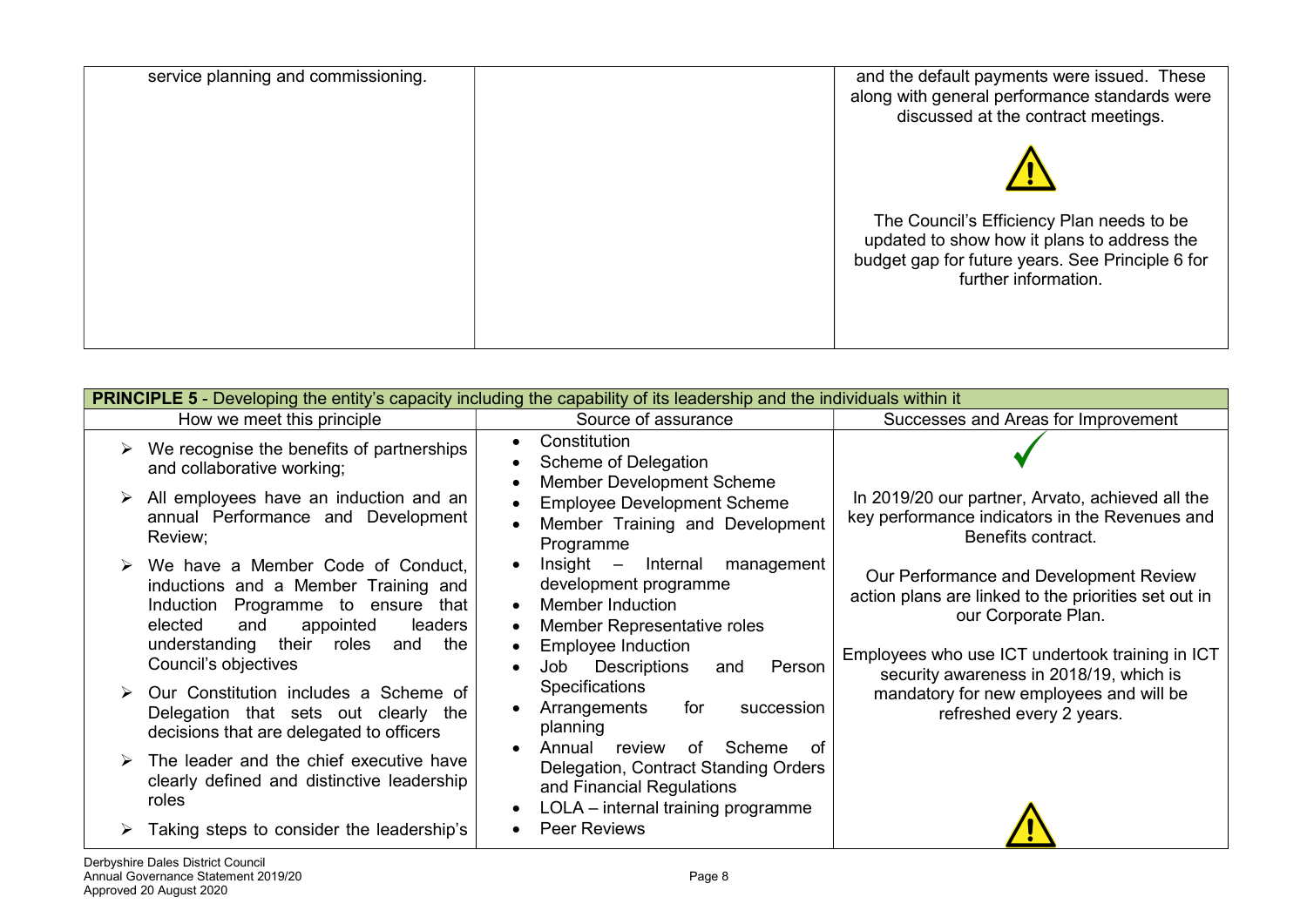| | | |
|---|---|---|
| service planning and commissioning. | | and the default payments were issued. These along with general performance standards were discussed at the contract meetings.<br><br>⚠<br><br>The Council's Efficiency Plan needs to be updated to show how it plans to address the budget gap for future years. See Principle 6 for further information. |

| **PRINCIPLE 5** - Developing the entity's capacity including the capability of its leadership and the individuals within it | | |
|---|---|---|
| How we meet this principle | Source of assurance | Successes and Areas for Improvement |
| ➢ We recognise the benefits of partnerships and collaborative working;<br><br>➢ All employees have an induction and an annual Performance and Development Review;<br><br>➢ We have a Member Code of Conduct, inductions and a Member Training and Induction Programme to ensure that elected and appointed leaders understanding their roles and the Council's objectives<br><br>➢ Our Constitution includes a Scheme of Delegation that sets out clearly the decisions that are delegated to officers<br><br>➢ The leader and the chief executive have clearly defined and distinctive leadership roles<br><br>➢ Taking steps to consider the leadership's | • Constitution<br>• Scheme of Delegation<br>• Member Development Scheme<br>• Employee Development Scheme<br>• Member Training and Development Programme<br>• Insight – Internal management development programme<br>• Member Induction<br>• Member Representative roles<br>• Employee Induction<br>• Job Descriptions and Person Specifications<br>• Arrangements for succession planning<br>• Annual review of Scheme of Delegation, Contract Standing Orders and Financial Regulations<br>• LOLA – internal training programme<br>• Peer Reviews | ✓<br><br>In 2019/20 our partner, Arvato, achieved all the key performance indicators in the Revenues and Benefits contract.<br><br>Our Performance and Development Review action plans are linked to the priorities set out in our Corporate Plan.<br><br>Employees who use ICT undertook training in ICT security awareness in 2018/19, which is mandatory for new employees and will be refreshed every 2 years.<br><br>⚠ |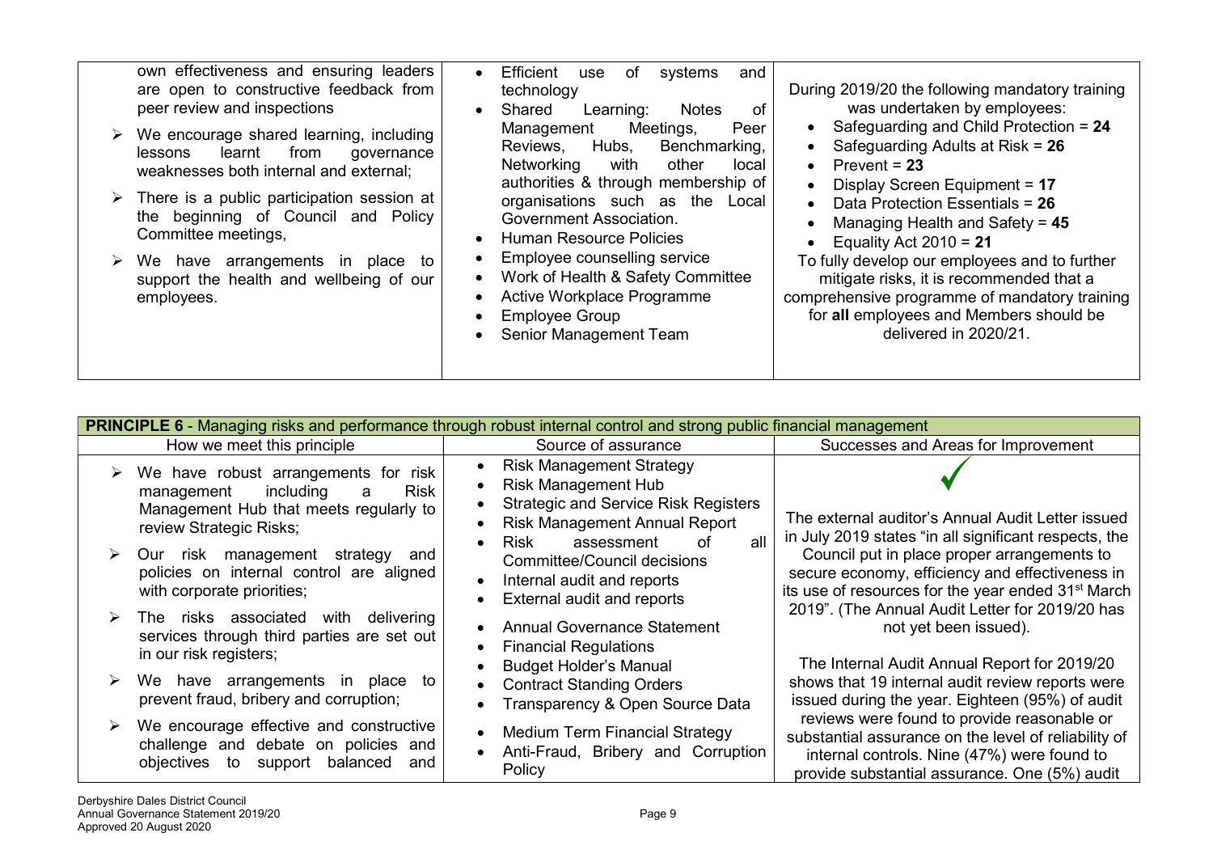| | | |
|---|---|---|
| own effectiveness and ensuring leaders are open to constructive feedback from peer review and inspections<br>➢ We encourage shared learning, including lessons learnt from governance weaknesses both internal and external;<br>➢ There is a public participation session at the beginning of Council and Policy Committee meetings,<br>➢ We have arrangements in place to support the health and wellbeing of our employees. | • Efficient use of systems and technology<br>• Shared Learning: Notes of Management Meetings, Peer Reviews, Hubs, Benchmarking, Networking with other local authorities & through membership of organisations such as the Local Government Association.<br>• Human Resource Policies<br>• Employee counselling service<br>• Work of Health & Safety Committee<br>• Active Workplace Programme<br>• Employee Group<br>• Senior Management Team | During 2019/20 the following mandatory training was undertaken by employees:<br>• Safeguarding and Child Protection = **24**<br>• Safeguarding Adults at Risk = **26**<br>• Prevent = **23**<br>• Display Screen Equipment = **17**<br>• Data Protection Essentials = **26**<br>• Managing Health and Safety = **45**<br>• Equality Act 2010 = **21**<br>To fully develop our employees and to further mitigate risks, it is recommended that a comprehensive programme of mandatory training for **all** employees and Members should be delivered in 2020/21. |

| **PRINCIPLE 6** - Managing risks and performance through robust internal control and strong public financial management | | |
|---|---|---|
| How we meet this principle | Source of assurance | Successes and Areas for Improvement |
| ➢ We have robust arrangements for risk management including a Risk Management Hub that meets regularly to review Strategic Risks;<br>➢ Our risk management strategy and policies on internal control are aligned with corporate priorities;<br>➢ The risks associated with delivering services through third parties are set out in our risk registers;<br>➢ We have arrangements in place to prevent fraud, bribery and corruption;<br>➢ We encourage effective and constructive challenge and debate on policies and objectives to support balanced and | • Risk Management Strategy<br>• Risk Management Hub<br>• Strategic and Service Risk Registers<br>• Risk Management Annual Report<br>• Risk assessment of all Committee/Council decisions<br>• Internal audit and reports<br>• External audit and reports<br>• Annual Governance Statement<br>• Financial Regulations<br>• Budget Holder's Manual<br>• Contract Standing Orders<br>• Transparency & Open Source Data<br>• Medium Term Financial Strategy<br>• Anti-Fraud, Bribery and Corruption Policy | ✓<br>The external auditor's Annual Audit Letter issued in July 2019 states "in all significant respects, the Council put in place proper arrangements to secure economy, efficiency and effectiveness in its use of resources for the year ended 31st March 2019". (The Annual Audit Letter for 2019/20 has not yet been issued).<br><br>The Internal Audit Annual Report for 2019/20 shows that 19 internal audit review reports were issued during the year. Eighteen (95%) of audit reviews were found to provide reasonable or substantial assurance on the level of reliability of internal controls. Nine (47%) were found to provide substantial assurance. One (5%) audit |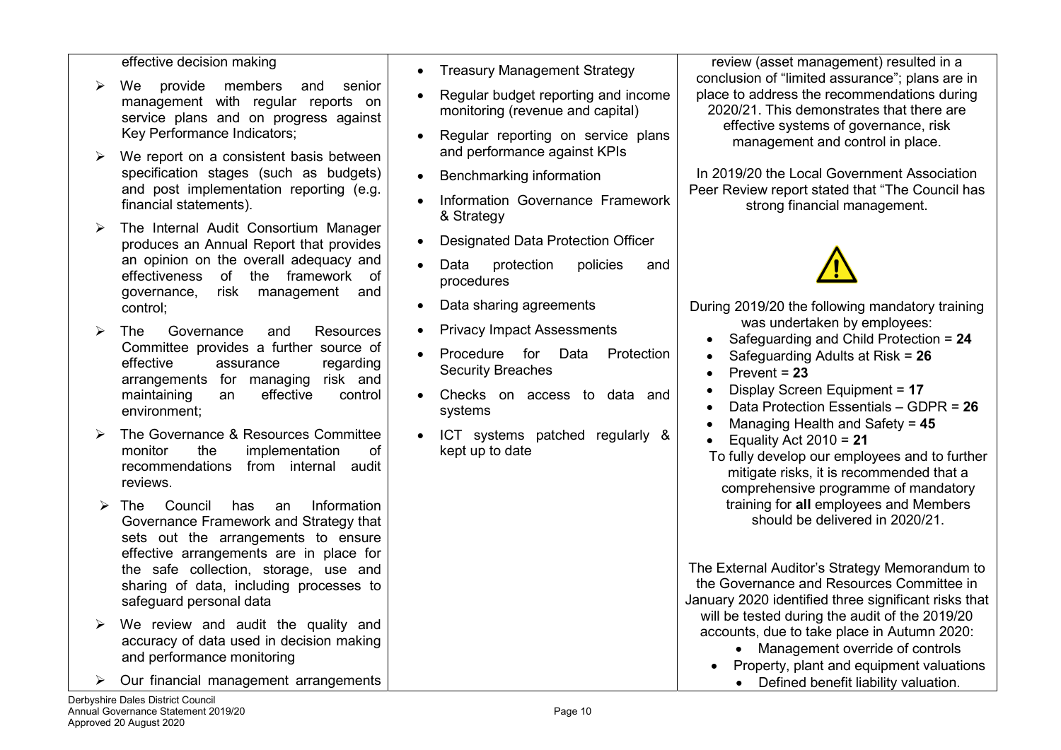| | | |
|---|---|---|
| effective decision making<br>➢ We provide members and senior management with regular reports on service plans and on progress against Key Performance Indicators;<br>➢ We report on a consistent basis between specification stages (such as budgets) and post implementation reporting (e.g. financial statements).<br>➢ The Internal Audit Consortium Manager produces an Annual Report that provides an opinion on the overall adequacy and effectiveness of the framework of governance, risk management and control;<br>➢ The Governance and Resources Committee provides a further source of effective assurance regarding arrangements for managing risk and maintaining an effective control environment;<br>➢ The Governance & Resources Committee monitor the implementation of recommendations from internal audit reviews.<br>➢ The Council has an Information Governance Framework and Strategy that sets out the arrangements to ensure effective arrangements are in place for the safe collection, storage, use and sharing of data, including processes to safeguard personal data<br>➢ We review and audit the quality and accuracy of data used in decision making and performance monitoring<br>➢ Our financial management arrangements | • Treasury Management Strategy<br>• Regular budget reporting and income monitoring (revenue and capital)<br>• Regular reporting on service plans and performance against KPIs<br>• Benchmarking information<br>• Information Governance Framework & Strategy<br>• Designated Data Protection Officer<br>• Data protection policies and procedures<br>• Data sharing agreements<br>• Privacy Impact Assessments<br>• Procedure for Data Protection Security Breaches<br>• Checks on access to data and systems<br>• ICT systems patched regularly & kept up to date | review (asset management) resulted in a conclusion of "limited assurance"; plans are in place to address the recommendations during 2020/21. This demonstrates that there are effective systems of governance, risk management and control in place.<br><br>In 2019/20 the Local Government Association Peer Review report stated that "The Council has strong financial management.<br><br>⚠<br><br>During 2019/20 the following mandatory training was undertaken by employees:<br>• Safeguarding and Child Protection = **24**<br>• Safeguarding Adults at Risk = **26**<br>• Prevent = **23**<br>• Display Screen Equipment = **17**<br>• Data Protection Essentials – GDPR = **26**<br>• Managing Health and Safety = **45**<br>• Equality Act 2010 = **21**<br>To fully develop our employees and to further mitigate risks, it is recommended that a comprehensive programme of mandatory training for **all** employees and Members should be delivered in 2020/21.<br><br>The External Auditor's Strategy Memorandum to the Governance and Resources Committee in January 2020 identified three significant risks that will be tested during the audit of the 2019/20 accounts, due to take place in Autumn 2020:<br>• Management override of controls<br>• Property, plant and equipment valuations<br>• Defined benefit liability valuation. |

Derbyshire Dales District Council
Annual Governance Statement 2019/20
Approved 20 August 2020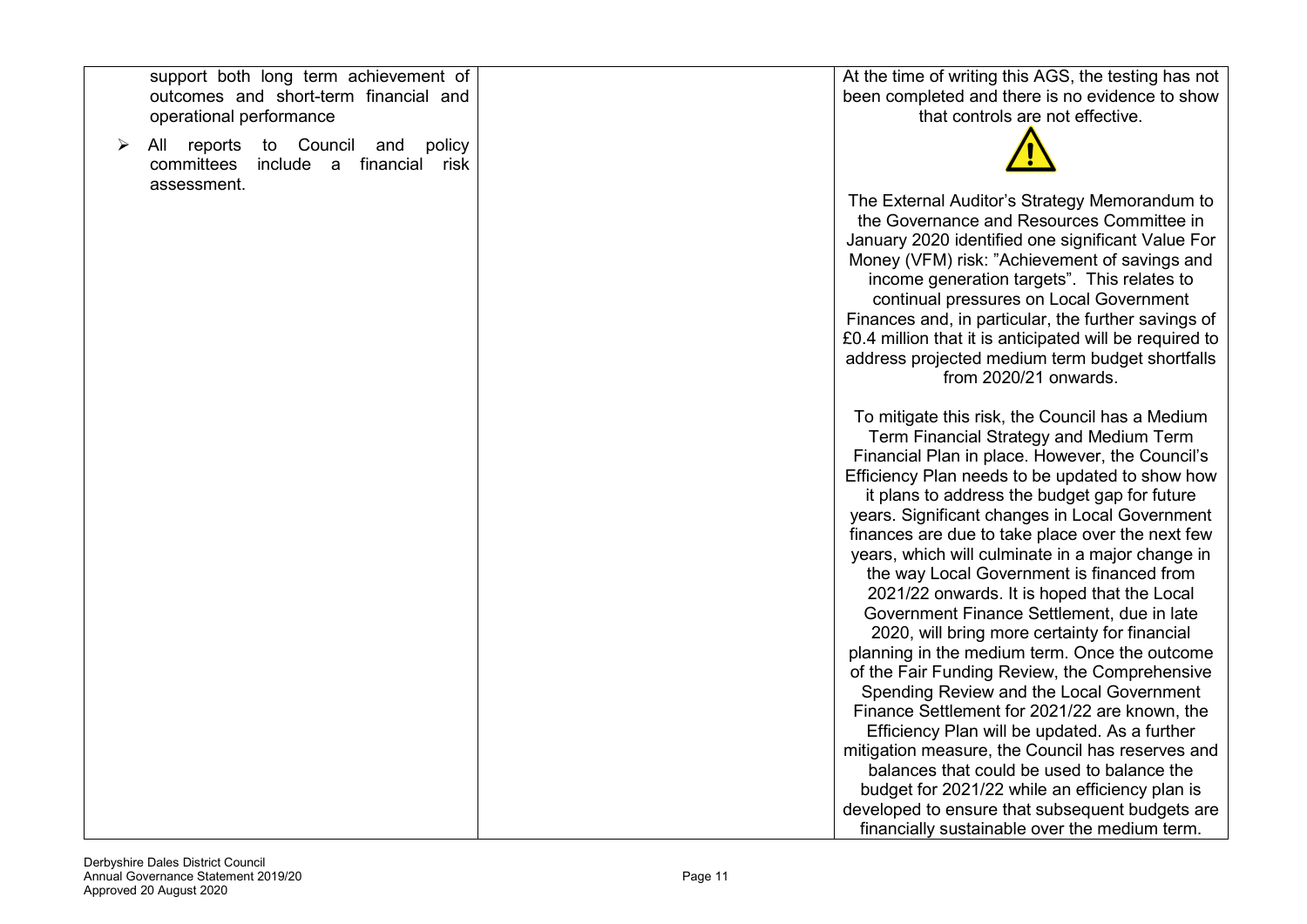| | | |
|---|---|---|
| support both long term achievement of outcomes and short-term financial and operational performance<br><br>➢ All reports to Council and policy committees include a financial risk assessment. | | At the time of writing this AGS, the testing has not been completed and there is no evidence to show that controls are not effective.<br><br>⚠<br><br>The External Auditor's Strategy Memorandum to the Governance and Resources Committee in January 2020 identified one significant Value For Money (VFM) risk: "Achievement of savings and income generation targets". This relates to continual pressures on Local Government Finances and, in particular, the further savings of £0.4 million that it is anticipated will be required to address projected medium term budget shortfalls from 2020/21 onwards.<br><br>To mitigate this risk, the Council has a Medium Term Financial Strategy and Medium Term Financial Plan in place. However, the Council's Efficiency Plan needs to be updated to show how it plans to address the budget gap for future years. Significant changes in Local Government finances are due to take place over the next few years, which will culminate in a major change in the way Local Government is financed from 2021/22 onwards. It is hoped that the Local Government Finance Settlement, due in late 2020, will bring more certainty for financial planning in the medium term. Once the outcome of the Fair Funding Review, the Comprehensive Spending Review and the Local Government Finance Settlement for 2021/22 are known, the Efficiency Plan will be updated. As a further mitigation measure, the Council has reserves and balances that could be used to balance the budget for 2021/22 while an efficiency plan is developed to ensure that subsequent budgets are financially sustainable over the medium term. |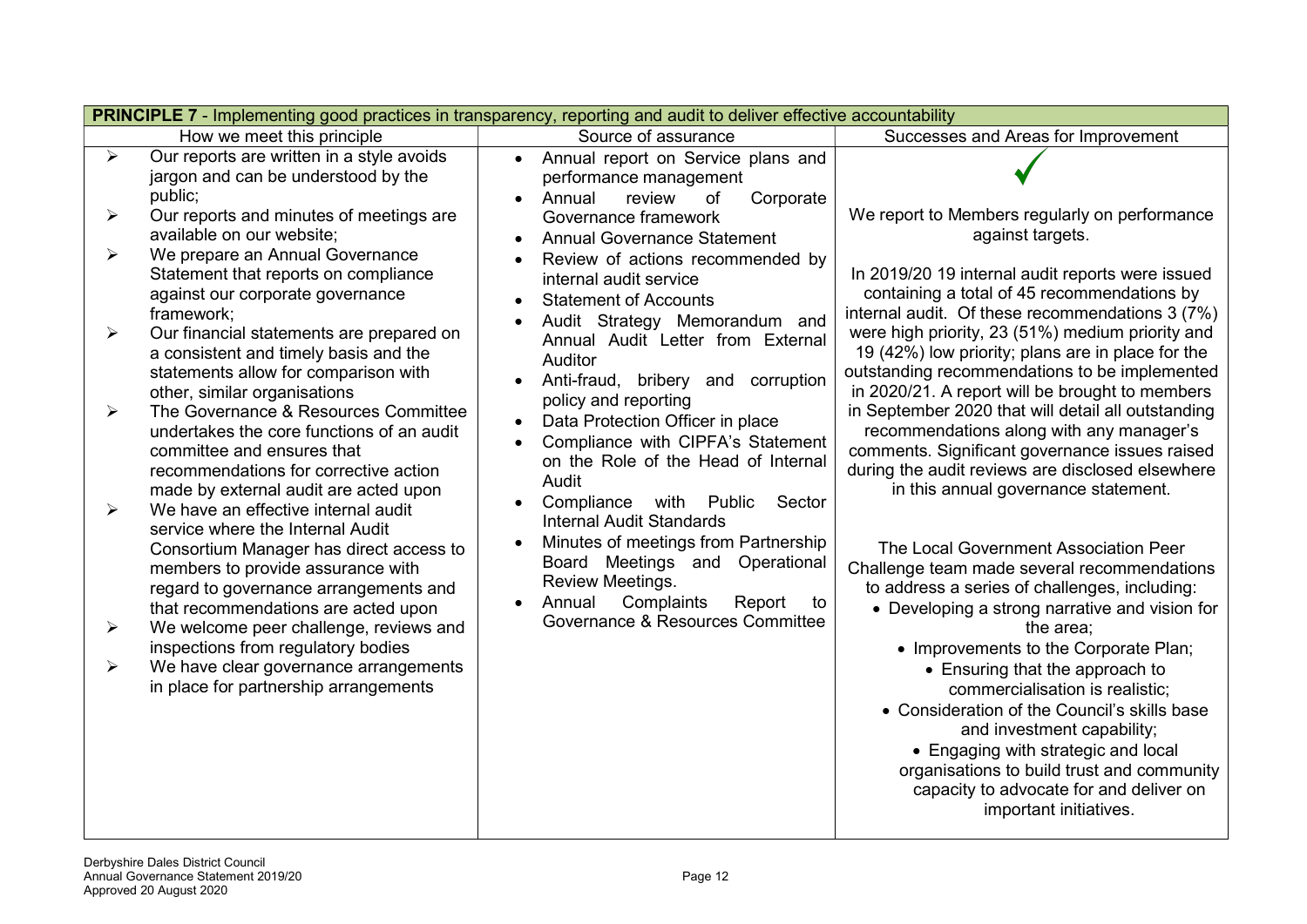| PRINCIPLE 7 - Implementing good practices in transparency, reporting and audit to deliver effective accountability | | |
|---|---|---|
| How we meet this principle | Source of assurance | Successes and Areas for Improvement |
| ➢ Our reports are written in a style avoids jargon and can be understood by the public;<br>➢ Our reports and minutes of meetings are available on our website;<br>➢ We prepare an Annual Governance Statement that reports on compliance against our corporate governance framework;<br>➢ Our financial statements are prepared on a consistent and timely basis and the statements allow for comparison with other, similar organisations<br>➢ The Governance & Resources Committee undertakes the core functions of an audit committee and ensures that recommendations for corrective action made by external audit are acted upon<br>➢ We have an effective internal audit service where the Internal Audit Consortium Manager has direct access to members to provide assurance with regard to governance arrangements and that recommendations are acted upon<br>➢ We welcome peer challenge, reviews and inspections from regulatory bodies<br>➢ We have clear governance arrangements in place for partnership arrangements | • Annual report on Service plans and performance management<br>• Annual review of Corporate Governance framework<br>• Annual Governance Statement<br>• Review of actions recommended by internal audit service<br>• Statement of Accounts<br>• Audit Strategy Memorandum and Annual Audit Letter from External Auditor<br>• Anti-fraud, bribery and corruption policy and reporting<br>• Data Protection Officer in place<br>• Compliance with CIPFA's Statement on the Role of the Head of Internal Audit<br>• Compliance with Public Sector Internal Audit Standards<br>• Minutes of meetings from Partnership Board Meetings and Operational Review Meetings.<br>• Annual Complaints Report to Governance & Resources Committee | ✓<br><br>We report to Members regularly on performance against targets.<br><br>In 2019/20 19 internal audit reports were issued containing a total of 45 recommendations by internal audit. Of these recommendations 3 (7%) were high priority, 23 (51%) medium priority and 19 (42%) low priority; plans are in place for the outstanding recommendations to be implemented in 2020/21. A report will be brought to members in September 2020 that will detail all outstanding recommendations along with any manager's comments. Significant governance issues raised during the audit reviews are disclosed elsewhere in this annual governance statement.<br><br>The Local Government Association Peer Challenge team made several recommendations to address a series of challenges, including:<br>• Developing a strong narrative and vision for the area;<br>• Improvements to the Corporate Plan;<br>• Ensuring that the approach to commercialisation is realistic;<br>• Consideration of the Council's skills base and investment capability;<br>• Engaging with strategic and local organisations to build trust and community capacity to advocate for and deliver on important initiatives. |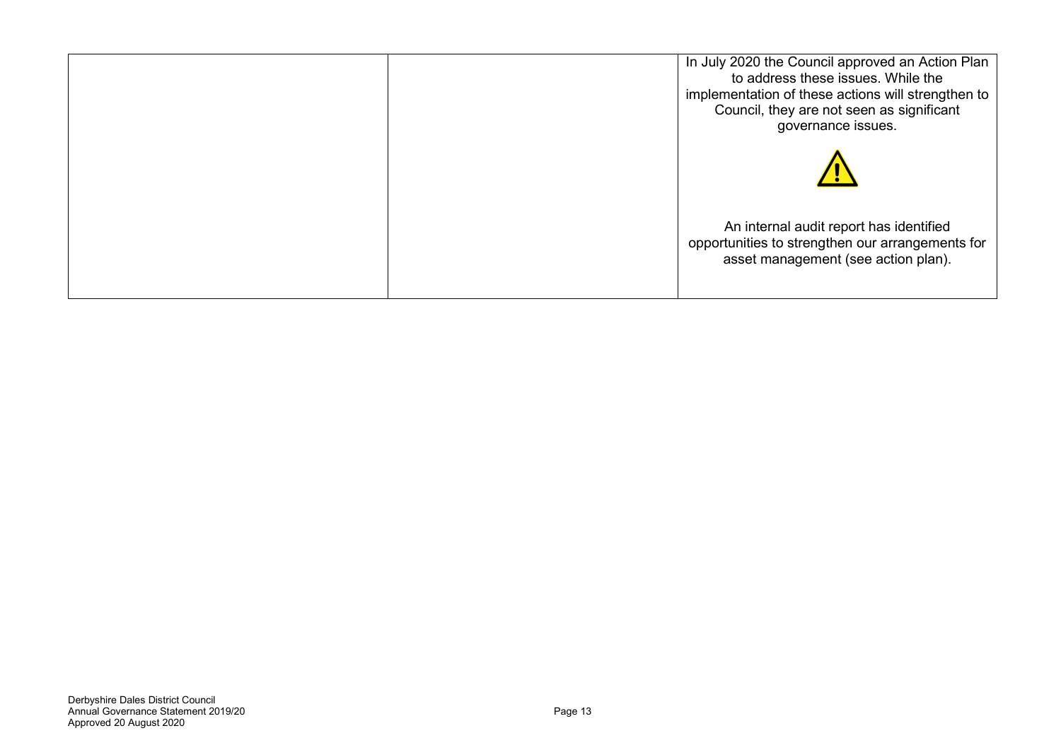|  |  | In July 2020 the Council approved an Action Plan to address these issues. While the implementation of these actions will strengthen to Council, they are not seen as significant governance issues.<br><br>⚠<br><br>An internal audit report has identified opportunities to strengthen our arrangements for asset management (see action plan). |
|---|---|---|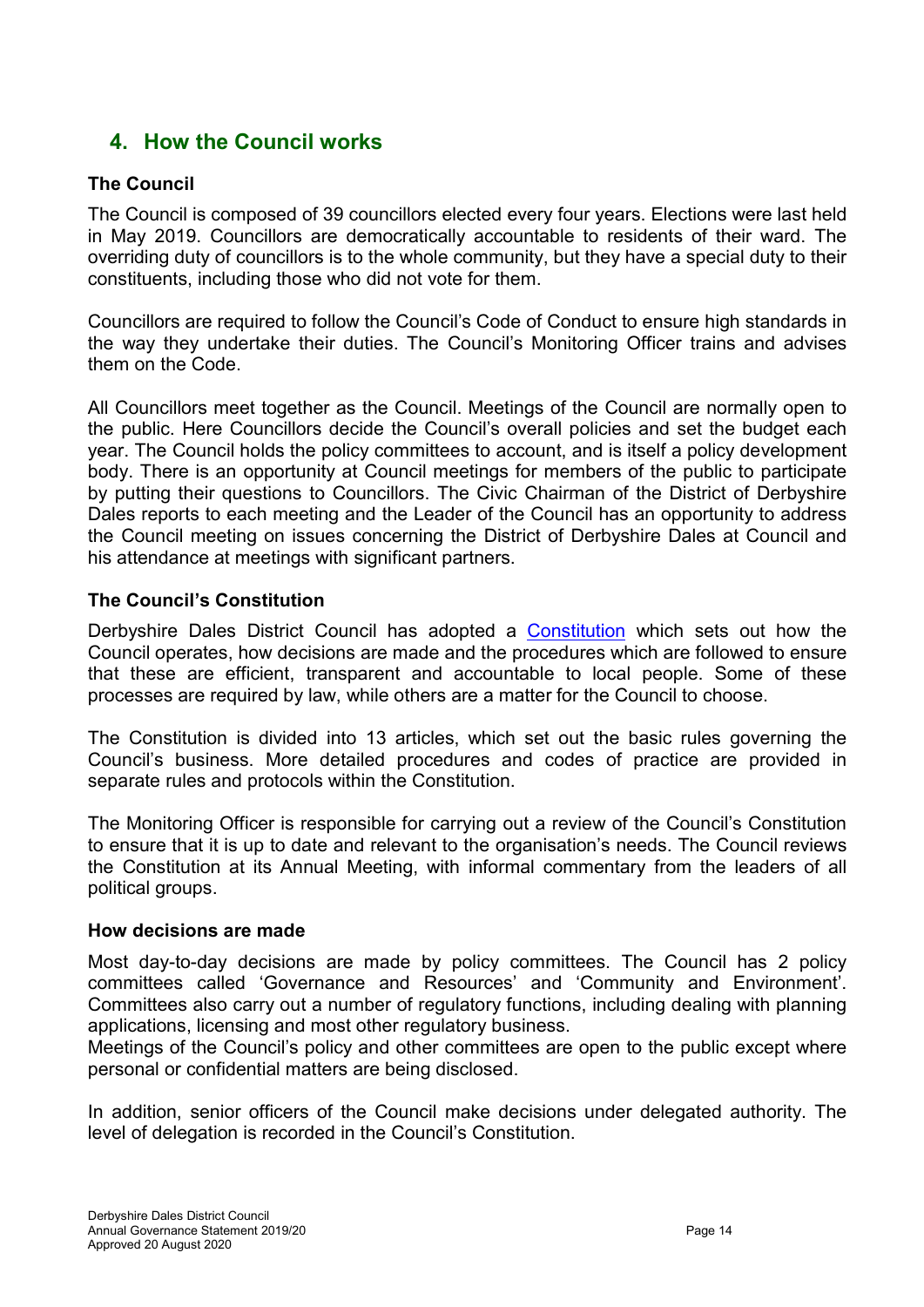## 4. How the Council works

### The Council

The Council is composed of 39 councillors elected every four years. Elections were last held in May 2019. Councillors are democratically accountable to residents of their ward. The overriding duty of councillors is to the whole community, but they have a special duty to their constituents, including those who did not vote for them.

Councillors are required to follow the Council's Code of Conduct to ensure high standards in the way they undertake their duties. The Council's Monitoring Officer trains and advises them on the Code.

All Councillors meet together as the Council. Meetings of the Council are normally open to the public. Here Councillors decide the Council's overall policies and set the budget each year. The Council holds the policy committees to account, and is itself a policy development body. There is an opportunity at Council meetings for members of the public to participate by putting their questions to Councillors. The Civic Chairman of the District of Derbyshire Dales reports to each meeting and the Leader of the Council has an opportunity to address the Council meeting on issues concerning the District of Derbyshire Dales at Council and his attendance at meetings with significant partners.

### The Council's Constitution

Derbyshire Dales District Council has adopted a Constitution which sets out how the Council operates, how decisions are made and the procedures which are followed to ensure that these are efficient, transparent and accountable to local people. Some of these processes are required by law, while others are a matter for the Council to choose.

The Constitution is divided into 13 articles, which set out the basic rules governing the Council's business. More detailed procedures and codes of practice are provided in separate rules and protocols within the Constitution.

The Monitoring Officer is responsible for carrying out a review of the Council's Constitution to ensure that it is up to date and relevant to the organisation's needs. The Council reviews the Constitution at its Annual Meeting, with informal commentary from the leaders of all political groups.

### How decisions are made

Most day-to-day decisions are made by policy committees. The Council has 2 policy committees called 'Governance and Resources' and 'Community and Environment'. Committees also carry out a number of regulatory functions, including dealing with planning applications, licensing and most other regulatory business.
Meetings of the Council's policy and other committees are open to the public except where personal or confidential matters are being disclosed.

In addition, senior officers of the Council make decisions under delegated authority. The level of delegation is recorded in the Council's Constitution.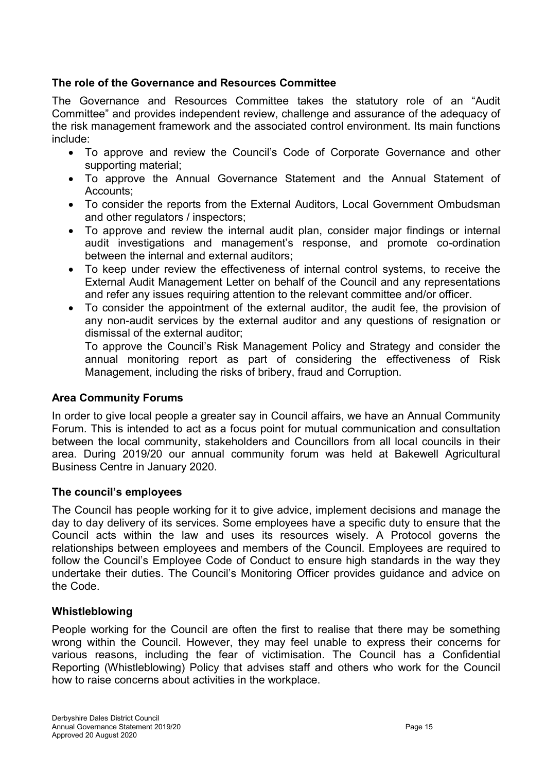### The role of the Governance and Resources Committee

The Governance and Resources Committee takes the statutory role of an "Audit Committee" and provides independent review, challenge and assurance of the adequacy of the risk management framework and the associated control environment. Its main functions include:

- To approve and review the Council's Code of Corporate Governance and other supporting material;
- To approve the Annual Governance Statement and the Annual Statement of Accounts;
- To consider the reports from the External Auditors, Local Government Ombudsman and other regulators / inspectors;
- To approve and review the internal audit plan, consider major findings or internal audit investigations and management's response, and promote co-ordination between the internal and external auditors;
- To keep under review the effectiveness of internal control systems, to receive the External Audit Management Letter on behalf of the Council and any representations and refer any issues requiring attention to the relevant committee and/or officer.
- To consider the appointment of the external auditor, the audit fee, the provision of any non-audit services by the external auditor and any questions of resignation or dismissal of the external auditor;

  To approve the Council's Risk Management Policy and Strategy and consider the annual monitoring report as part of considering the effectiveness of Risk Management, including the risks of bribery, fraud and Corruption.

### Area Community Forums

In order to give local people a greater say in Council affairs, we have an Annual Community Forum. This is intended to act as a focus point for mutual communication and consultation between the local community, stakeholders and Councillors from all local councils in their area. During 2019/20 our annual community forum was held at Bakewell Agricultural Business Centre in January 2020.

### The council's employees

The Council has people working for it to give advice, implement decisions and manage the day to day delivery of its services. Some employees have a specific duty to ensure that the Council acts within the law and uses its resources wisely. A Protocol governs the relationships between employees and members of the Council. Employees are required to follow the Council's Employee Code of Conduct to ensure high standards in the way they undertake their duties. The Council's Monitoring Officer provides guidance and advice on the Code.

### Whistleblowing

People working for the Council are often the first to realise that there may be something wrong within the Council. However, they may feel unable to express their concerns for various reasons, including the fear of victimisation. The Council has a Confidential Reporting (Whistleblowing) Policy that advises staff and others who work for the Council how to raise concerns about activities in the workplace.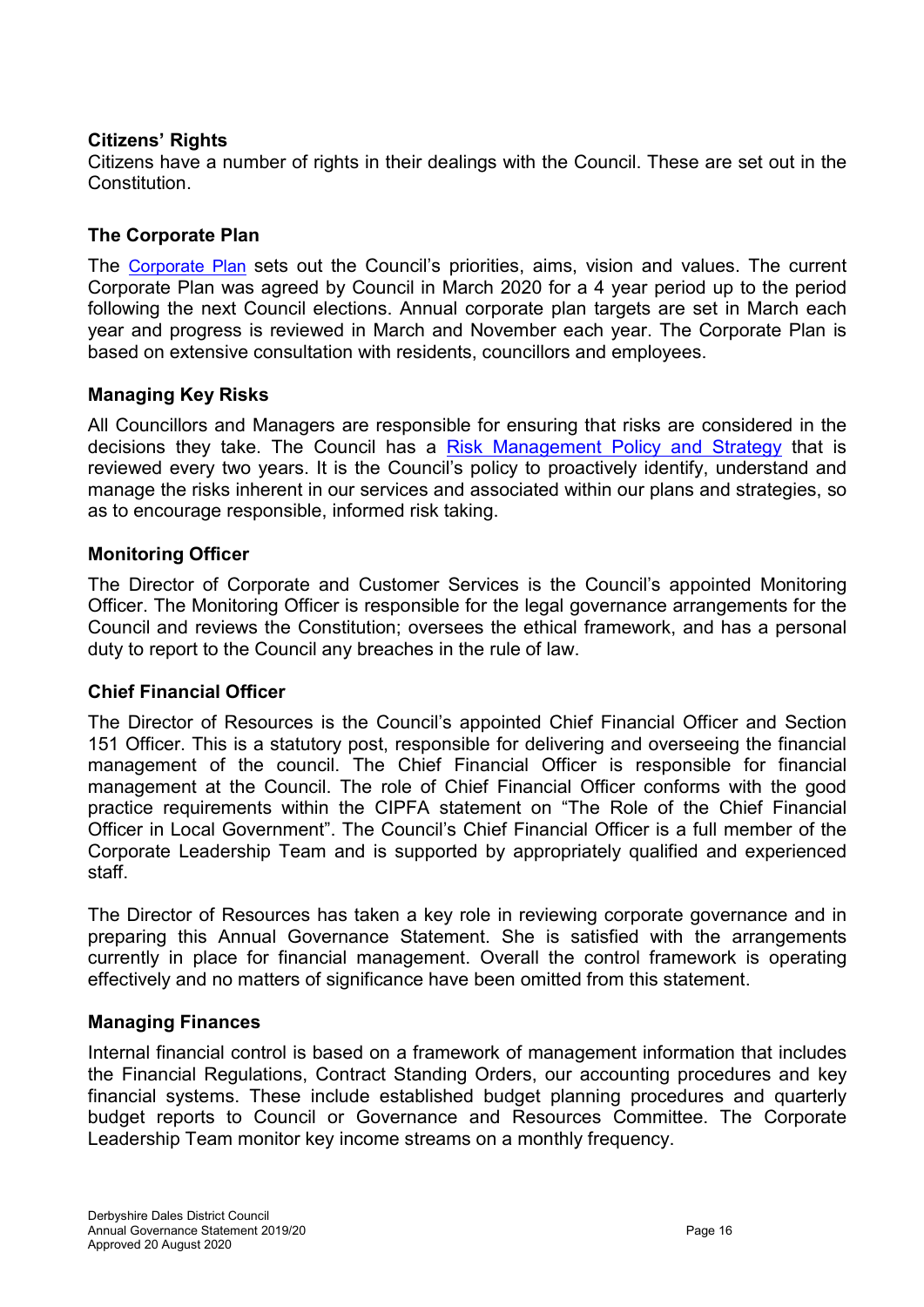### Citizens' Rights

Citizens have a number of rights in their dealings with the Council. These are set out in the Constitution.

### The Corporate Plan

The Corporate Plan sets out the Council's priorities, aims, vision and values. The current Corporate Plan was agreed by Council in March 2020 for a 4 year period up to the period following the next Council elections. Annual corporate plan targets are set in March each year and progress is reviewed in March and November each year. The Corporate Plan is based on extensive consultation with residents, councillors and employees.

### Managing Key Risks

All Councillors and Managers are responsible for ensuring that risks are considered in the decisions they take. The Council has a Risk Management Policy and Strategy that is reviewed every two years. It is the Council's policy to proactively identify, understand and manage the risks inherent in our services and associated within our plans and strategies, so as to encourage responsible, informed risk taking.

### Monitoring Officer

The Director of Corporate and Customer Services is the Council's appointed Monitoring Officer. The Monitoring Officer is responsible for the legal governance arrangements for the Council and reviews the Constitution; oversees the ethical framework, and has a personal duty to report to the Council any breaches in the rule of law.

### Chief Financial Officer

The Director of Resources is the Council's appointed Chief Financial Officer and Section 151 Officer. This is a statutory post, responsible for delivering and overseeing the financial management of the council. The Chief Financial Officer is responsible for financial management at the Council. The role of Chief Financial Officer conforms with the good practice requirements within the CIPFA statement on "The Role of the Chief Financial Officer in Local Government". The Council's Chief Financial Officer is a full member of the Corporate Leadership Team and is supported by appropriately qualified and experienced staff.

The Director of Resources has taken a key role in reviewing corporate governance and in preparing this Annual Governance Statement. She is satisfied with the arrangements currently in place for financial management. Overall the control framework is operating effectively and no matters of significance have been omitted from this statement.

### Managing Finances

Internal financial control is based on a framework of management information that includes the Financial Regulations, Contract Standing Orders, our accounting procedures and key financial systems. These include established budget planning procedures and quarterly budget reports to Council or Governance and Resources Committee. The Corporate Leadership Team monitor key income streams on a monthly frequency.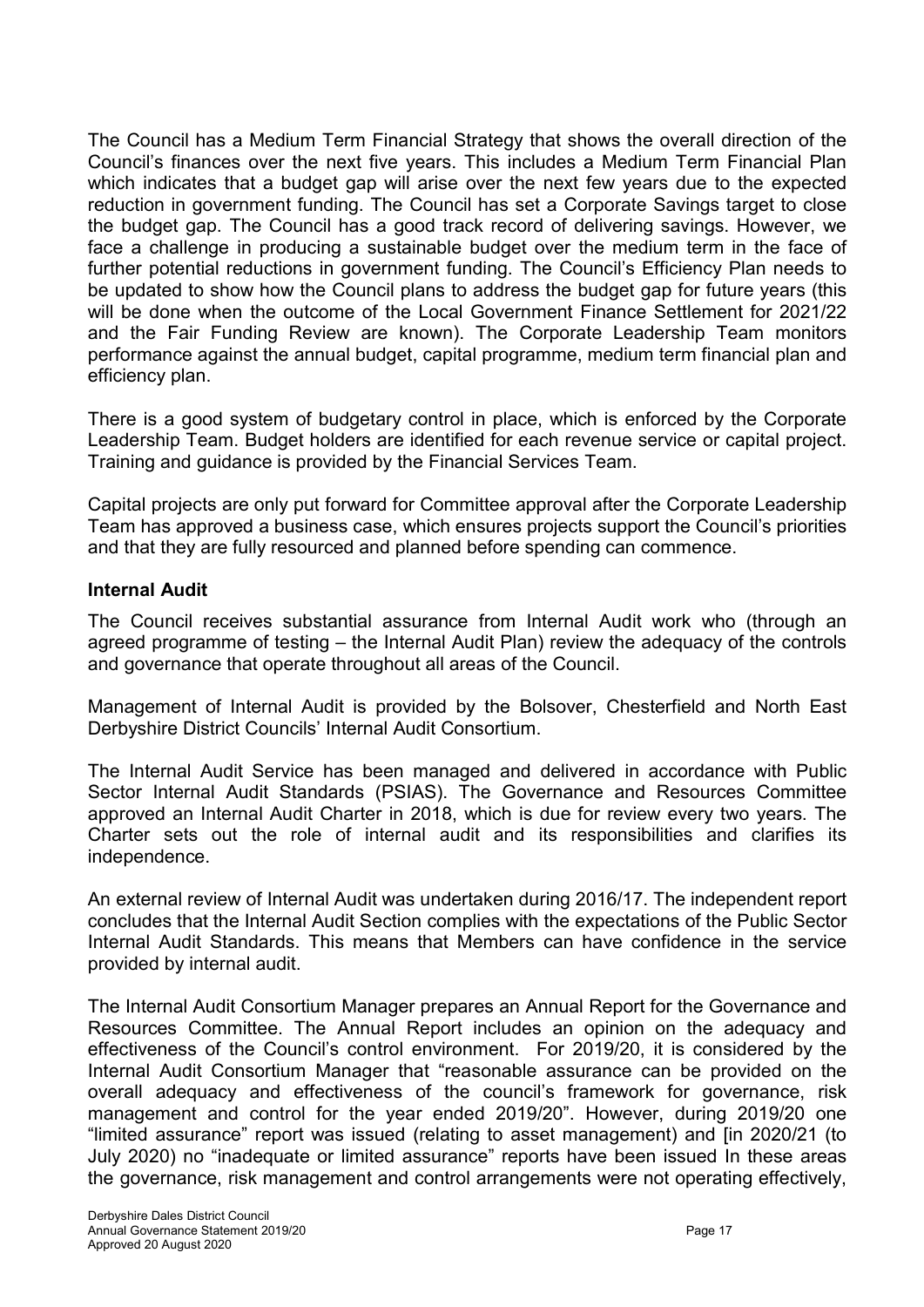The Council has a Medium Term Financial Strategy that shows the overall direction of the Council's finances over the next five years. This includes a Medium Term Financial Plan which indicates that a budget gap will arise over the next few years due to the expected reduction in government funding. The Council has set a Corporate Savings target to close the budget gap. The Council has a good track record of delivering savings. However, we face a challenge in producing a sustainable budget over the medium term in the face of further potential reductions in government funding. The Council's Efficiency Plan needs to be updated to show how the Council plans to address the budget gap for future years (this will be done when the outcome of the Local Government Finance Settlement for 2021/22 and the Fair Funding Review are known). The Corporate Leadership Team monitors performance against the annual budget, capital programme, medium term financial plan and efficiency plan.

There is a good system of budgetary control in place, which is enforced by the Corporate Leadership Team. Budget holders are identified for each revenue service or capital project. Training and guidance is provided by the Financial Services Team.

Capital projects are only put forward for Committee approval after the Corporate Leadership Team has approved a business case, which ensures projects support the Council's priorities and that they are fully resourced and planned before spending can commence.

**Internal Audit**

The Council receives substantial assurance from Internal Audit work who (through an agreed programme of testing – the Internal Audit Plan) review the adequacy of the controls and governance that operate throughout all areas of the Council.

Management of Internal Audit is provided by the Bolsover, Chesterfield and North East Derbyshire District Councils' Internal Audit Consortium.

The Internal Audit Service has been managed and delivered in accordance with Public Sector Internal Audit Standards (PSIAS). The Governance and Resources Committee approved an Internal Audit Charter in 2018, which is due for review every two years. The Charter sets out the role of internal audit and its responsibilities and clarifies its independence.

An external review of Internal Audit was undertaken during 2016/17. The independent report concludes that the Internal Audit Section complies with the expectations of the Public Sector Internal Audit Standards. This means that Members can have confidence in the service provided by internal audit.

The Internal Audit Consortium Manager prepares an Annual Report for the Governance and Resources Committee. The Annual Report includes an opinion on the adequacy and effectiveness of the Council's control environment. For 2019/20, it is considered by the Internal Audit Consortium Manager that "reasonable assurance can be provided on the overall adequacy and effectiveness of the council's framework for governance, risk management and control for the year ended 2019/20". However, during 2019/20 one "limited assurance" report was issued (relating to asset management) and [in 2020/21 (to July 2020) no "inadequate or limited assurance" reports have been issued In these areas the governance, risk management and control arrangements were not operating effectively,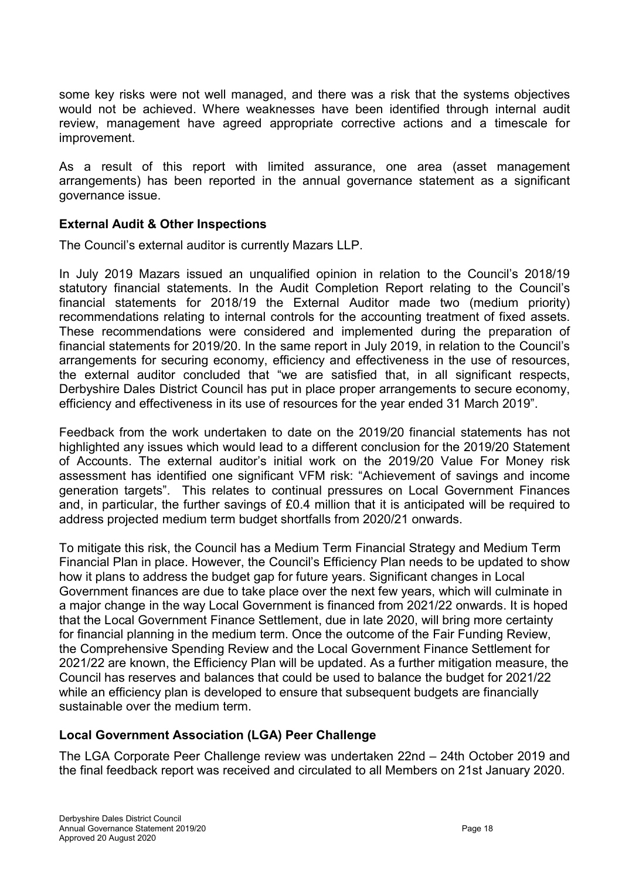some key risks were not well managed, and there was a risk that the systems objectives would not be achieved. Where weaknesses have been identified through internal audit review, management have agreed appropriate corrective actions and a timescale for improvement.

As a result of this report with limited assurance, one area (asset management arrangements) has been reported in the annual governance statement as a significant governance issue.

### External Audit & Other Inspections

The Council's external auditor is currently Mazars LLP.

In July 2019 Mazars issued an unqualified opinion in relation to the Council's 2018/19 statutory financial statements. In the Audit Completion Report relating to the Council's financial statements for 2018/19 the External Auditor made two (medium priority) recommendations relating to internal controls for the accounting treatment of fixed assets. These recommendations were considered and implemented during the preparation of financial statements for 2019/20. In the same report in July 2019, in relation to the Council's arrangements for securing economy, efficiency and effectiveness in the use of resources, the external auditor concluded that "we are satisfied that, in all significant respects, Derbyshire Dales District Council has put in place proper arrangements to secure economy, efficiency and effectiveness in its use of resources for the year ended 31 March 2019".

Feedback from the work undertaken to date on the 2019/20 financial statements has not highlighted any issues which would lead to a different conclusion for the 2019/20 Statement of Accounts. The external auditor's initial work on the 2019/20 Value For Money risk assessment has identified one significant VFM risk: "Achievement of savings and income generation targets". This relates to continual pressures on Local Government Finances and, in particular, the further savings of £0.4 million that it is anticipated will be required to address projected medium term budget shortfalls from 2020/21 onwards.

To mitigate this risk, the Council has a Medium Term Financial Strategy and Medium Term Financial Plan in place. However, the Council's Efficiency Plan needs to be updated to show how it plans to address the budget gap for future years. Significant changes in Local Government finances are due to take place over the next few years, which will culminate in a major change in the way Local Government is financed from 2021/22 onwards. It is hoped that the Local Government Finance Settlement, due in late 2020, will bring more certainty for financial planning in the medium term. Once the outcome of the Fair Funding Review, the Comprehensive Spending Review and the Local Government Finance Settlement for 2021/22 are known, the Efficiency Plan will be updated. As a further mitigation measure, the Council has reserves and balances that could be used to balance the budget for 2021/22 while an efficiency plan is developed to ensure that subsequent budgets are financially sustainable over the medium term.

### Local Government Association (LGA) Peer Challenge

The LGA Corporate Peer Challenge review was undertaken 22nd – 24th October 2019 and the final feedback report was received and circulated to all Members on 21st January 2020.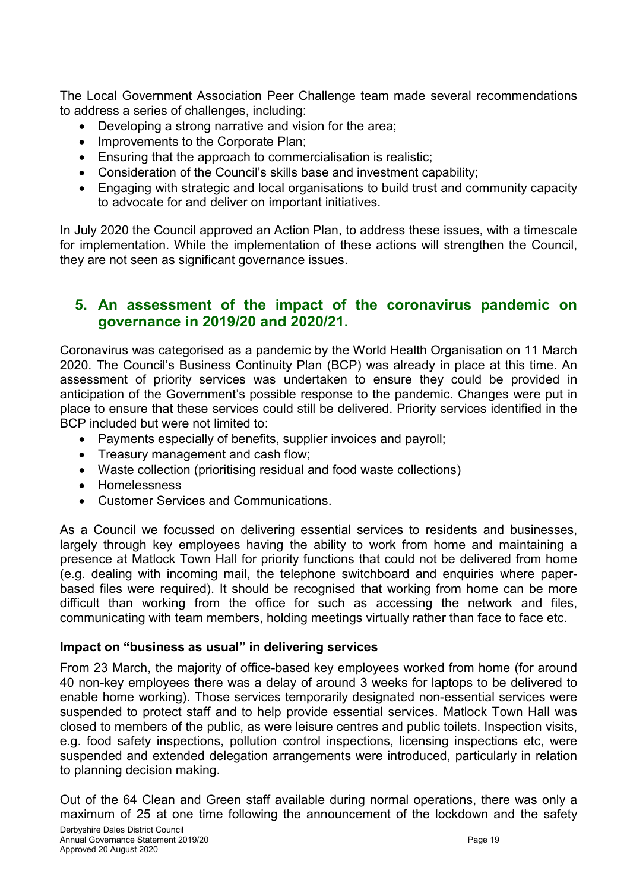The Local Government Association Peer Challenge team made several recommendations to address a series of challenges, including:

- Developing a strong narrative and vision for the area;
- Improvements to the Corporate Plan;
- Ensuring that the approach to commercialisation is realistic;
- Consideration of the Council's skills base and investment capability;
- Engaging with strategic and local organisations to build trust and community capacity to advocate for and deliver on important initiatives.

In July 2020 the Council approved an Action Plan, to address these issues, with a timescale for implementation. While the implementation of these actions will strengthen the Council, they are not seen as significant governance issues.

## 5. An assessment of the impact of the coronavirus pandemic on governance in 2019/20 and 2020/21.

Coronavirus was categorised as a pandemic by the World Health Organisation on 11 March 2020. The Council's Business Continuity Plan (BCP) was already in place at this time. An assessment of priority services was undertaken to ensure they could be provided in anticipation of the Government's possible response to the pandemic. Changes were put in place to ensure that these services could still be delivered. Priority services identified in the BCP included but were not limited to:

- Payments especially of benefits, supplier invoices and payroll;
- Treasury management and cash flow;
- Waste collection (prioritising residual and food waste collections)
- Homelessness
- Customer Services and Communications.

As a Council we focussed on delivering essential services to residents and businesses, largely through key employees having the ability to work from home and maintaining a presence at Matlock Town Hall for priority functions that could not be delivered from home (e.g. dealing with incoming mail, the telephone switchboard and enquiries where paper-based files were required). It should be recognised that working from home can be more difficult than working from the office for such as accessing the network and files, communicating with team members, holding meetings virtually rather than face to face etc.

**Impact on "business as usual" in delivering services**

From 23 March, the majority of office-based key employees worked from home (for around 40 non-key employees there was a delay of around 3 weeks for laptops to be delivered to enable home working). Those services temporarily designated non-essential services were suspended to protect staff and to help provide essential services. Matlock Town Hall was closed to members of the public, as were leisure centres and public toilets. Inspection visits, e.g. food safety inspections, pollution control inspections, licensing inspections etc, were suspended and extended delegation arrangements were introduced, particularly in relation to planning decision making.

Out of the 64 Clean and Green staff available during normal operations, there was only a maximum of 25 at one time following the announcement of the lockdown and the safety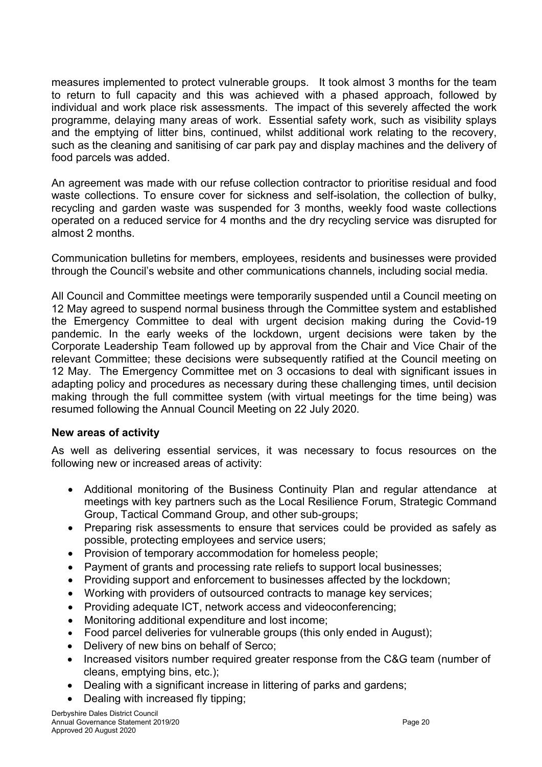measures implemented to protect vulnerable groups. It took almost 3 months for the team to return to full capacity and this was achieved with a phased approach, followed by individual and work place risk assessments. The impact of this severely affected the work programme, delaying many areas of work. Essential safety work, such as visibility splays and the emptying of litter bins, continued, whilst additional work relating to the recovery, such as the cleaning and sanitising of car park pay and display machines and the delivery of food parcels was added.

An agreement was made with our refuse collection contractor to prioritise residual and food waste collections. To ensure cover for sickness and self-isolation, the collection of bulky, recycling and garden waste was suspended for 3 months, weekly food waste collections operated on a reduced service for 4 months and the dry recycling service was disrupted for almost 2 months.

Communication bulletins for members, employees, residents and businesses were provided through the Council's website and other communications channels, including social media.

All Council and Committee meetings were temporarily suspended until a Council meeting on 12 May agreed to suspend normal business through the Committee system and established the Emergency Committee to deal with urgent decision making during the Covid-19 pandemic. In the early weeks of the lockdown, urgent decisions were taken by the Corporate Leadership Team followed up by approval from the Chair and Vice Chair of the relevant Committee; these decisions were subsequently ratified at the Council meeting on 12 May. The Emergency Committee met on 3 occasions to deal with significant issues in adapting policy and procedures as necessary during these challenging times, until decision making through the full committee system (with virtual meetings for the time being) was resumed following the Annual Council Meeting on 22 July 2020.

**New areas of activity**

As well as delivering essential services, it was necessary to focus resources on the following new or increased areas of activity:

- Additional monitoring of the Business Continuity Plan and regular attendance at meetings with key partners such as the Local Resilience Forum, Strategic Command Group, Tactical Command Group, and other sub-groups;
- Preparing risk assessments to ensure that services could be provided as safely as possible, protecting employees and service users;
- Provision of temporary accommodation for homeless people;
- Payment of grants and processing rate reliefs to support local businesses;
- Providing support and enforcement to businesses affected by the lockdown;
- Working with providers of outsourced contracts to manage key services;
- Providing adequate ICT, network access and videoconferencing;
- Monitoring additional expenditure and lost income;
- Food parcel deliveries for vulnerable groups (this only ended in August);
- Delivery of new bins on behalf of Serco;
- Increased visitors number required greater response from the C&G team (number of cleans, emptying bins, etc.);
- Dealing with a significant increase in littering of parks and gardens;
- Dealing with increased fly tipping;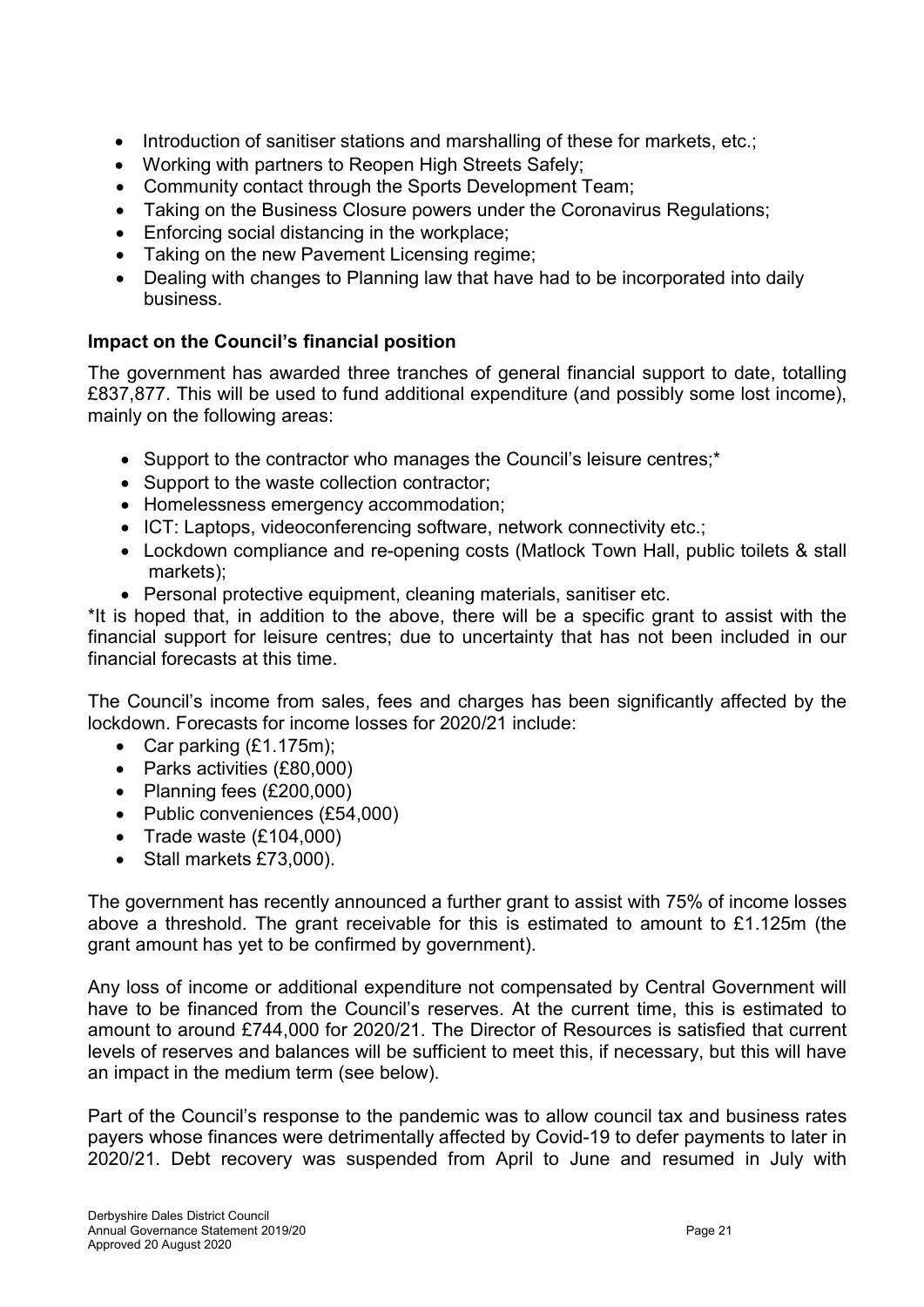- Introduction of sanitiser stations and marshalling of these for markets, etc.;
- Working with partners to Reopen High Streets Safely;
- Community contact through the Sports Development Team;
- Taking on the Business Closure powers under the Coronavirus Regulations;
- Enforcing social distancing in the workplace;
- Taking on the new Pavement Licensing regime;
- Dealing with changes to Planning law that have had to be incorporated into daily business.

**Impact on the Council's financial position**

The government has awarded three tranches of general financial support to date, totalling £837,877. This will be used to fund additional expenditure (and possibly some lost income), mainly on the following areas:

- Support to the contractor who manages the Council's leisure centres;*
- Support to the waste collection contractor;
- Homelessness emergency accommodation;
- ICT: Laptops, videoconferencing software, network connectivity etc.;
- Lockdown compliance and re-opening costs (Matlock Town Hall, public toilets & stall markets);
- Personal protective equipment, cleaning materials, sanitiser etc.

*It is hoped that, in addition to the above, there will be a specific grant to assist with the financial support for leisure centres; due to uncertainty that has not been included in our financial forecasts at this time.

The Council's income from sales, fees and charges has been significantly affected by the lockdown. Forecasts for income losses for 2020/21 include:

- Car parking (£1.175m);
- Parks activities (£80,000)
- Planning fees (£200,000)
- Public conveniences (£54,000)
- Trade waste (£104,000)
- Stall markets £73,000).

The government has recently announced a further grant to assist with 75% of income losses above a threshold. The grant receivable for this is estimated to amount to £1.125m (the grant amount has yet to be confirmed by government).

Any loss of income or additional expenditure not compensated by Central Government will have to be financed from the Council's reserves. At the current time, this is estimated to amount to around £744,000 for 2020/21. The Director of Resources is satisfied that current levels of reserves and balances will be sufficient to meet this, if necessary, but this will have an impact in the medium term (see below).

Part of the Council's response to the pandemic was to allow council tax and business rates payers whose finances were detrimentally affected by Covid-19 to defer payments to later in 2020/21. Debt recovery was suspended from April to June and resumed in July with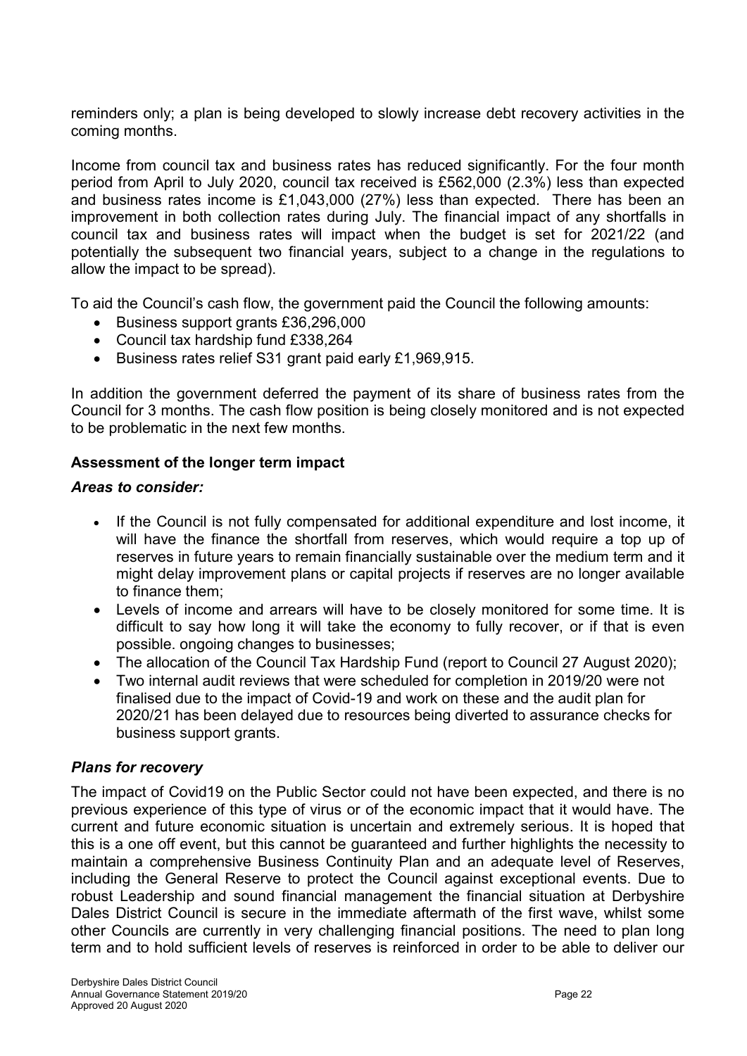reminders only; a plan is being developed to slowly increase debt recovery activities in the coming months.

Income from council tax and business rates has reduced significantly. For the four month period from April to July 2020, council tax received is £562,000 (2.3%) less than expected and business rates income is £1,043,000 (27%) less than expected. There has been an improvement in both collection rates during July. The financial impact of any shortfalls in council tax and business rates will impact when the budget is set for 2021/22 (and potentially the subsequent two financial years, subject to a change in the regulations to allow the impact to be spread).

To aid the Council's cash flow, the government paid the Council the following amounts:

- Business support grants £36,296,000
- Council tax hardship fund £338,264
- Business rates relief S31 grant paid early £1,969,915.

In addition the government deferred the payment of its share of business rates from the Council for 3 months. The cash flow position is being closely monitored and is not expected to be problematic in the next few months.

**Assessment of the longer term impact**

***Areas to consider:***

- If the Council is not fully compensated for additional expenditure and lost income, it will have the finance the shortfall from reserves, which would require a top up of reserves in future years to remain financially sustainable over the medium term and it might delay improvement plans or capital projects if reserves are no longer available to finance them;
- Levels of income and arrears will have to be closely monitored for some time. It is difficult to say how long it will take the economy to fully recover, or if that is even possible. ongoing changes to businesses;
- The allocation of the Council Tax Hardship Fund (report to Council 27 August 2020);
- Two internal audit reviews that were scheduled for completion in 2019/20 were not finalised due to the impact of Covid-19 and work on these and the audit plan for 2020/21 has been delayed due to resources being diverted to assurance checks for business support grants.

***Plans for recovery***

The impact of Covid19 on the Public Sector could not have been expected, and there is no previous experience of this type of virus or of the economic impact that it would have. The current and future economic situation is uncertain and extremely serious. It is hoped that this is a one off event, but this cannot be guaranteed and further highlights the necessity to maintain a comprehensive Business Continuity Plan and an adequate level of Reserves, including the General Reserve to protect the Council against exceptional events. Due to robust Leadership and sound financial management the financial situation at Derbyshire Dales District Council is secure in the immediate aftermath of the first wave, whilst some other Councils are currently in very challenging financial positions. The need to plan long term and to hold sufficient levels of reserves is reinforced in order to be able to deliver our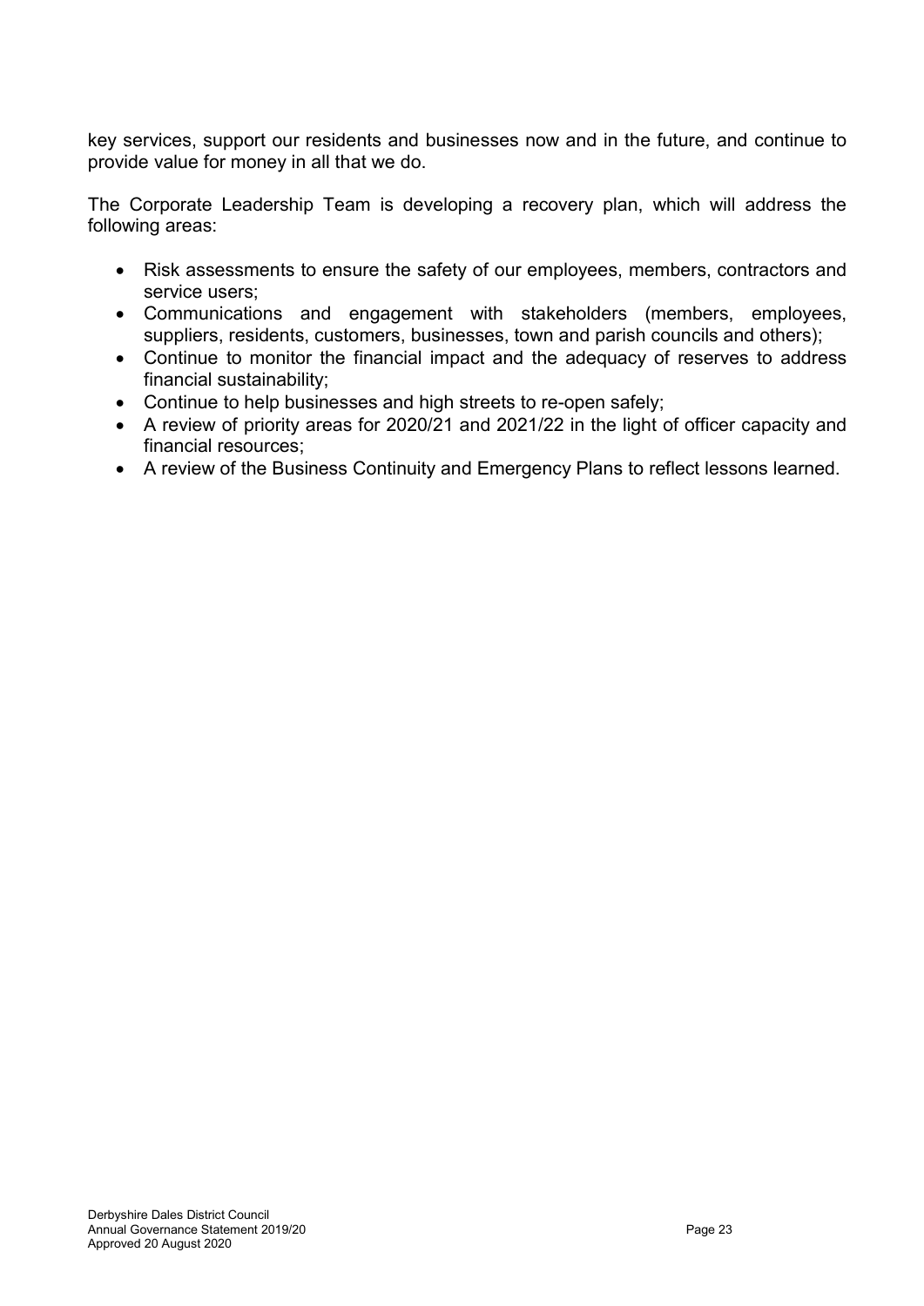key services, support our residents and businesses now and in the future, and continue to provide value for money in all that we do.

The Corporate Leadership Team is developing a recovery plan, which will address the following areas:

- Risk assessments to ensure the safety of our employees, members, contractors and service users;
- Communications and engagement with stakeholders (members, employees, suppliers, residents, customers, businesses, town and parish councils and others);
- Continue to monitor the financial impact and the adequacy of reserves to address financial sustainability;
- Continue to help businesses and high streets to re-open safely;
- A review of priority areas for 2020/21 and 2021/22 in the light of officer capacity and financial resources;
- A review of the Business Continuity and Emergency Plans to reflect lessons learned.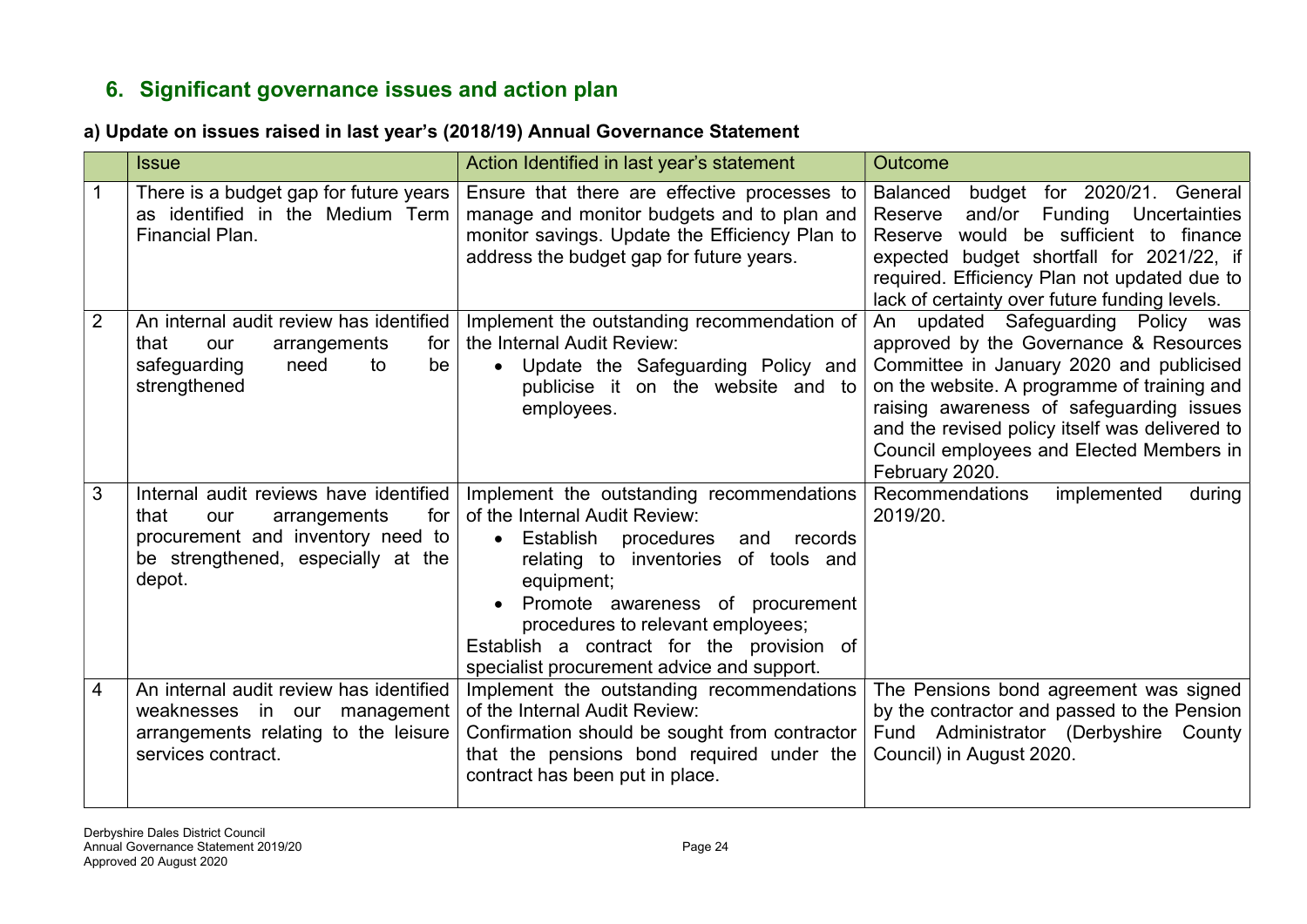## 6. Significant governance issues and action plan

### a) Update on issues raised in last year's (2018/19) Annual Governance Statement

| | Issue | Action Identified in last year's statement | Outcome |
|---|---|---|---|
| 1 | There is a budget gap for future years as identified in the Medium Term Financial Plan. | Ensure that there are effective processes to manage and monitor budgets and to plan and monitor savings. Update the Efficiency Plan to address the budget gap for future years. | Balanced budget for 2020/21. General Reserve and/or Funding Uncertainties Reserve would be sufficient to finance expected budget shortfall for 2021/22, if required. Efficiency Plan not updated due to lack of certainty over future funding levels. |
| 2 | An internal audit review has identified that our arrangements for safeguarding need to be strengthened | Implement the outstanding recommendation of the Internal Audit Review:<br>• Update the Safeguarding Policy and publicise it on the website and to employees. | An updated Safeguarding Policy was approved by the Governance & Resources Committee in January 2020 and publicised on the website. A programme of training and raising awareness of safeguarding issues and the revised policy itself was delivered to Council employees and Elected Members in February 2020. |
| 3 | Internal audit reviews have identified that our arrangements for procurement and inventory need to be strengthened, especially at the depot. | Implement the outstanding recommendations of the Internal Audit Review:<br>• Establish procedures and records relating to inventories of tools and equipment;<br>• Promote awareness of procurement procedures to relevant employees;<br>Establish a contract for the provision of specialist procurement advice and support. | Recommendations implemented during 2019/20. |
| 4 | An internal audit review has identified weaknesses in our management arrangements relating to the leisure services contract. | Implement the outstanding recommendations of the Internal Audit Review:<br>Confirmation should be sought from contractor that the pensions bond required under the contract has been put in place. | The Pensions bond agreement was signed by the contractor and passed to the Pension Fund Administrator (Derbyshire County Council) in August 2020. |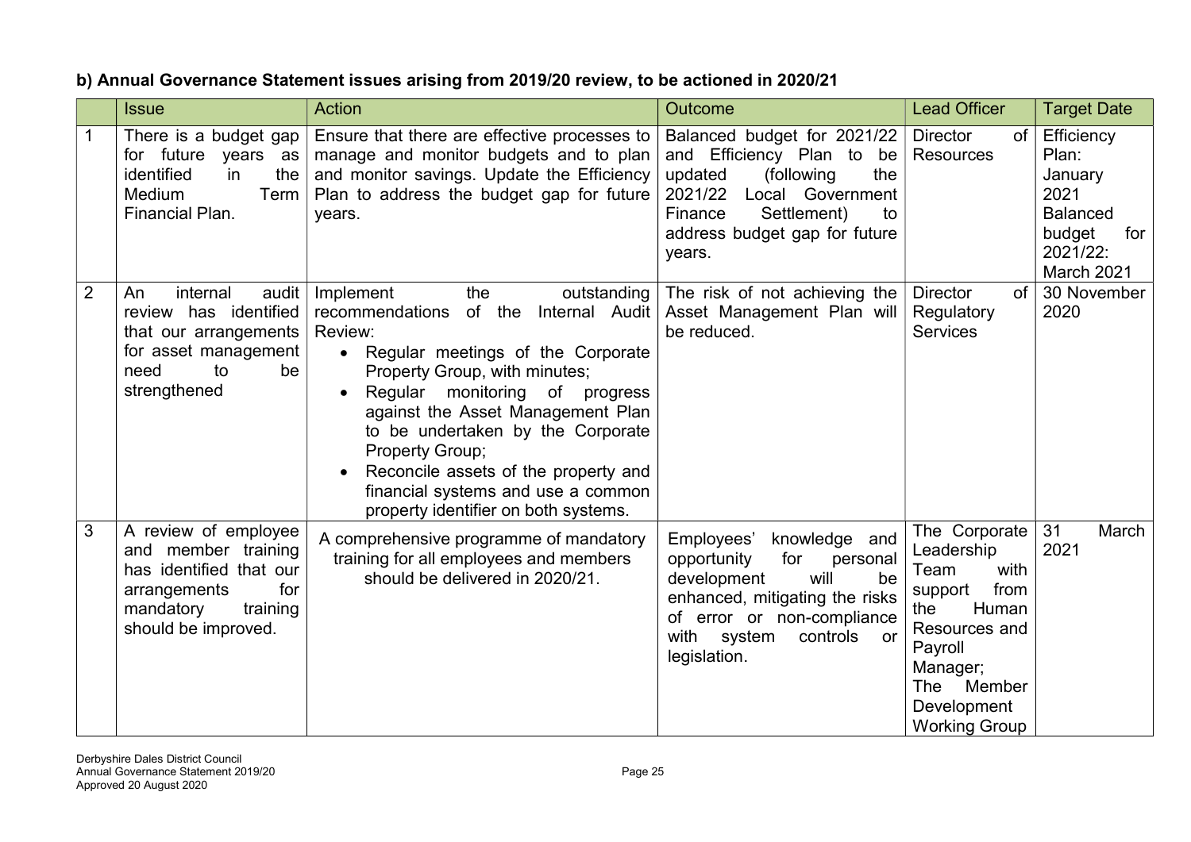**b) Annual Governance Statement issues arising from 2019/20 review, to be actioned in 2020/21**

| | Issue | Action | Outcome | Lead Officer | Target Date |
|---|---|---|---|---|---|
| 1 | There is a budget gap for future years as identified in the Medium Term Financial Plan. | Ensure that there are effective processes to manage and monitor budgets and to plan and monitor savings. Update the Efficiency Plan to address the budget gap for future years. | Balanced budget for 2021/22 and Efficiency Plan to be updated (following the 2021/22 Local Government Finance Settlement) to address budget gap for future years. | Director of Resources | Efficiency Plan: January 2021<br>Balanced budget for 2021/22: March 2021 |
| 2 | An internal audit review has identified that our arrangements for asset management need to be strengthened | Implement the outstanding recommendations of the Internal Audit Review:<br>• Regular meetings of the Corporate Property Group, with minutes;<br>• Regular monitoring of progress against the Asset Management Plan to be undertaken by the Corporate Property Group;<br>• Reconcile assets of the property and financial systems and use a common property identifier on both systems. | The risk of not achieving the Asset Management Plan will be reduced. | Director of Regulatory Services | 30 November 2020 |
| 3 | A review of employee and member training has identified that our arrangements for mandatory training should be improved. | A comprehensive programme of mandatory training for all employees and members should be delivered in 2020/21. | Employees' knowledge and opportunity for personal development will be enhanced, mitigating the risks of error or non-compliance with system controls or legislation. | The Corporate Leadership Team with support from the Human Resources and Payroll Manager;<br>The Member Development Working Group | 31 March 2021 |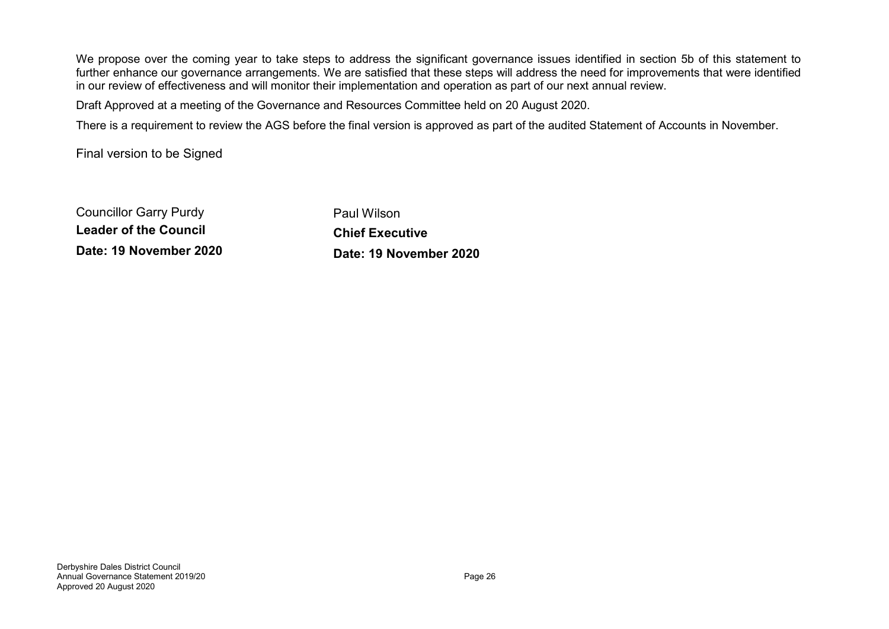We propose over the coming year to take steps to address the significant governance issues identified in section 5b of this statement to further enhance our governance arrangements. We are satisfied that these steps will address the need for improvements that were identified in our review of effectiveness and will monitor their implementation and operation as part of our next annual review.

Draft Approved at a meeting of the Governance and Resources Committee held on 20 August 2020.

There is a requirement to review the AGS before the final version is approved as part of the audited Statement of Accounts in November.

Final version to be Signed

Councillor Garry Purdy
**Leader of the Council**
**Date: 19 November 2020**

Paul Wilson
**Chief Executive**
**Date: 19 November 2020**